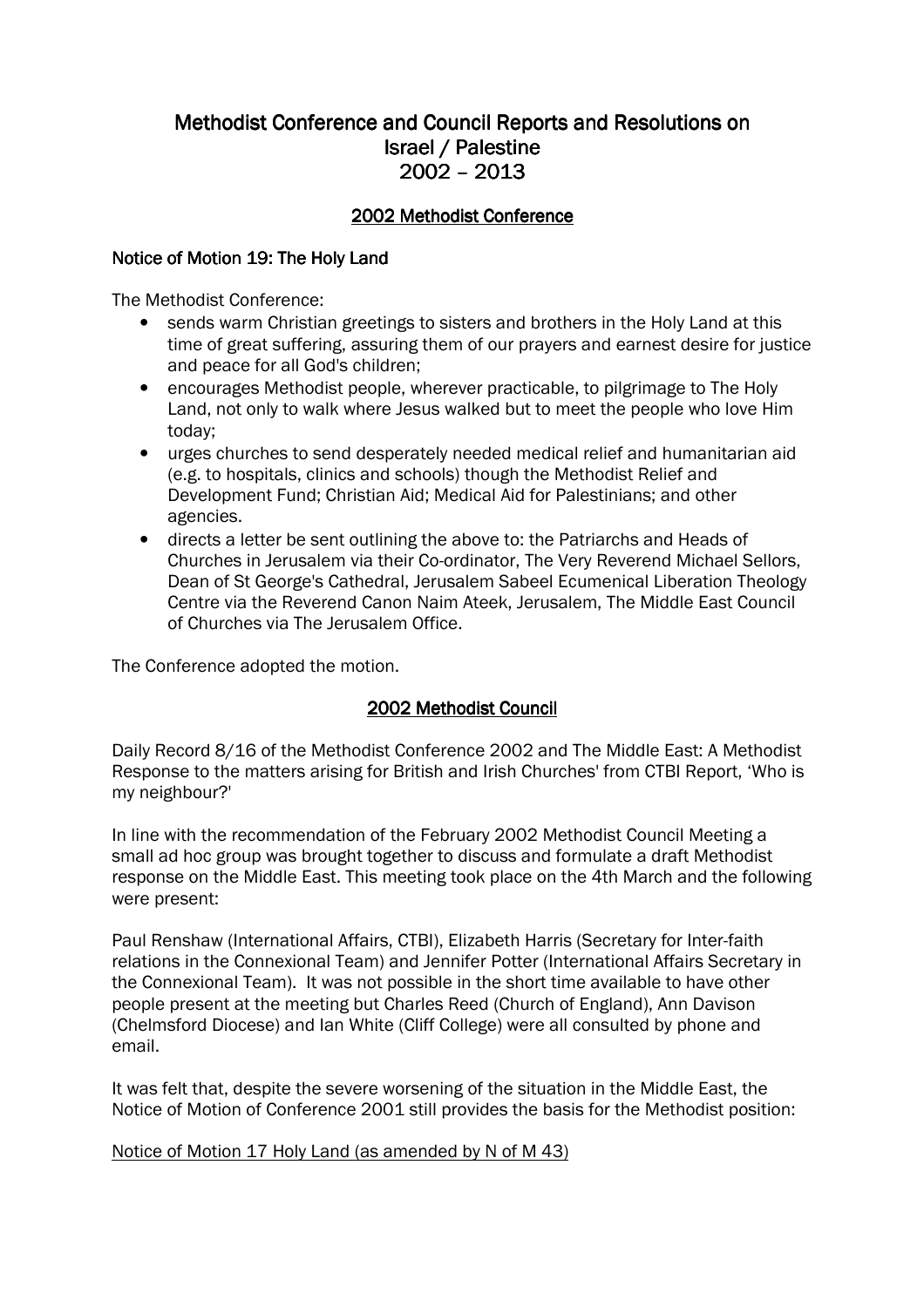# Methodist Conference and Council Reports and Resolutions on Israel / Palestine 2002 – 2013

## 2002 Methodist Conference

### Notice of Motion 19: The Holy Land

The Methodist Conference:

- sends warm Christian greetings to sisters and brothers in the Holy Land at this time of great suffering, assuring them of our prayers and earnest desire for justice and peace for all God's children;
- encourages Methodist people, wherever practicable, to pilgrimage to The Holy Land, not only to walk where Jesus walked but to meet the people who love Him today;
- urges churches to send desperately needed medical relief and humanitarian aid (e.g. to hospitals, clinics and schools) though the Methodist Relief and Development Fund; Christian Aid; Medical Aid for Palestinians; and other agencies.
- directs a letter be sent outlining the above to: the Patriarchs and Heads of Churches in Jerusalem via their Co-ordinator, The Very Reverend Michael Sellors, Dean of St George's Cathedral, Jerusalem Sabeel Ecumenical Liberation Theology Centre via the Reverend Canon Naim Ateek, Jerusalem, The Middle East Council of Churches via The Jerusalem Office.

The Conference adopted the motion.

## 2002 Methodist Council

Daily Record 8/16 of the Methodist Conference 2002 and The Middle East: A Methodist Response to the matters arising for British and Irish Churches' from CTBI Report, 'Who is my neighbour?'

In line with the recommendation of the February 2002 Methodist Council Meeting a small ad hoc group was brought together to discuss and formulate a draft Methodist response on the Middle East. This meeting took place on the 4th March and the following were present:

Paul Renshaw (International Affairs, CTBI), Elizabeth Harris (Secretary for Inter-faith relations in the Connexional Team) and Jennifer Potter (International Affairs Secretary in the Connexional Team). It was not possible in the short time available to have other people present at the meeting but Charles Reed (Church of England), Ann Davison (Chelmsford Diocese) and Ian White (Cliff College) were all consulted by phone and email.

It was felt that, despite the severe worsening of the situation in the Middle East, the Notice of Motion of Conference 2001 still provides the basis for the Methodist position:

Notice of Motion 17 Holy Land (as amended by N of M 43)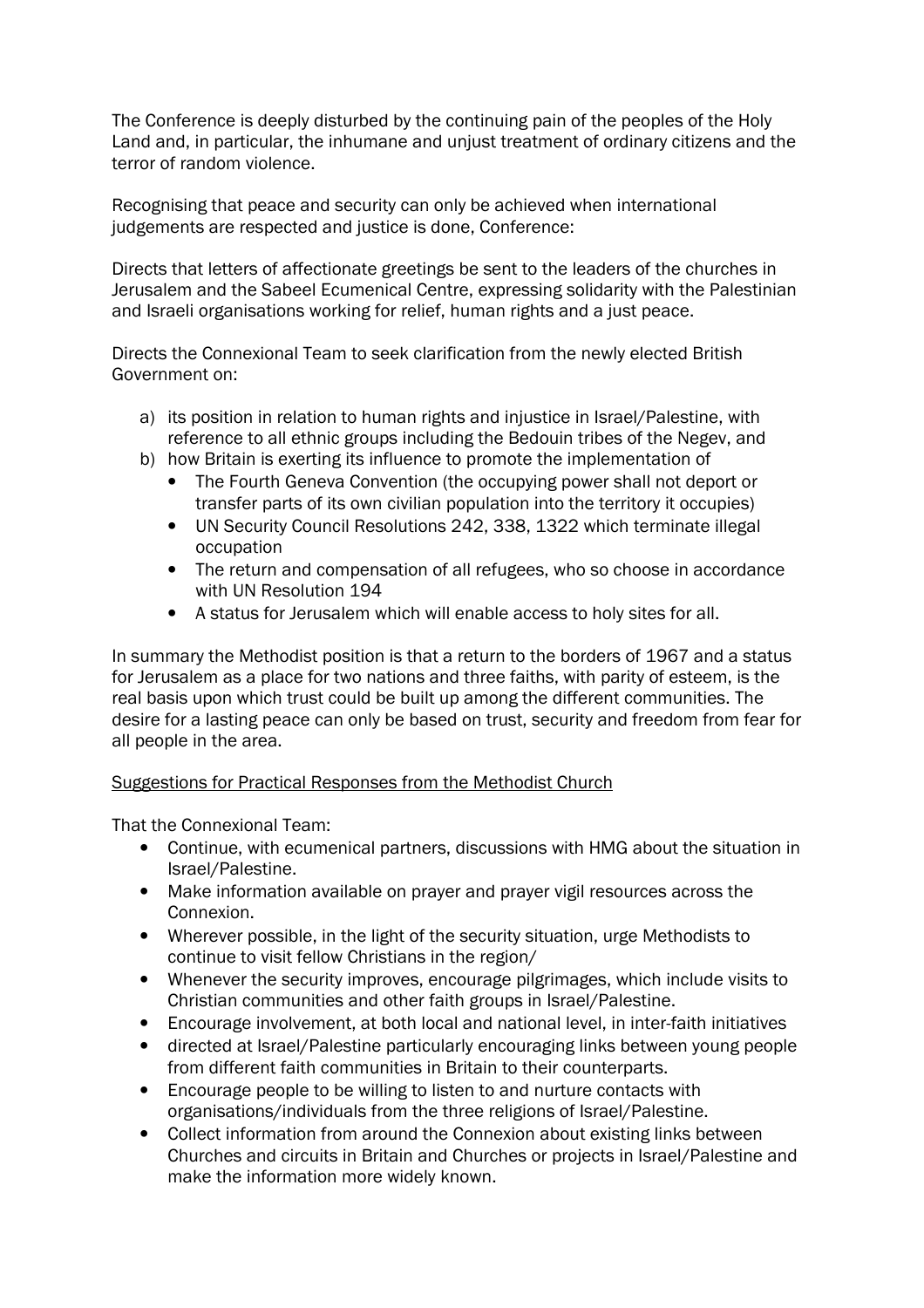The Conference is deeply disturbed by the continuing pain of the peoples of the Holy Land and, in particular, the inhumane and unjust treatment of ordinary citizens and the terror of random violence.

Recognising that peace and security can only be achieved when international judgements are respected and justice is done, Conference:

Directs that letters of affectionate greetings be sent to the leaders of the churches in Jerusalem and the Sabeel Ecumenical Centre, expressing solidarity with the Palestinian and Israeli organisations working for relief, human rights and a just peace.

Directs the Connexional Team to seek clarification from the newly elected British Government on:

a) its position in relation to human rights and injustice in Israel/Palestine, with reference to all ethnic groups including the Bedouin tribes of the Negev, and
b) how Britain is exerting its influence to promote the implementation of
   - The Fourth Geneva Convention (the occupying power shall not deport or transfer parts of its own civilian population into the territory it occupies)
   - UN Security Council Resolutions 242, 338, 1322 which terminate illegal occupation
   - The return and compensation of all refugees, who so choose in accordance with UN Resolution 194
   - A status for Jerusalem which will enable access to holy sites for all.

In summary the Methodist position is that a return to the borders of 1967 and a status for Jerusalem as a place for two nations and three faiths, with parity of esteem, is the real basis upon which trust could be built up among the different communities. The desire for a lasting peace can only be based on trust, security and freedom from fear for all people in the area.

<u>Suggestions for Practical Responses from the Methodist Church</u>

That the Connexional Team:

- Continue, with ecumenical partners, discussions with HMG about the situation in Israel/Palestine.
- Make information available on prayer and prayer vigil resources across the Connexion.
- Wherever possible, in the light of the security situation, urge Methodists to continue to visit fellow Christians in the region/
- Whenever the security improves, encourage pilgrimages, which include visits to Christian communities and other faith groups in Israel/Palestine.
- Encourage involvement, at both local and national level, in inter-faith initiatives
- directed at Israel/Palestine particularly encouraging links between young people from different faith communities in Britain to their counterparts.
- Encourage people to be willing to listen to and nurture contacts with organisations/individuals from the three religions of Israel/Palestine.
- Collect information from around the Connexion about existing links between Churches and circuits in Britain and Churches or projects in Israel/Palestine and make the information more widely known.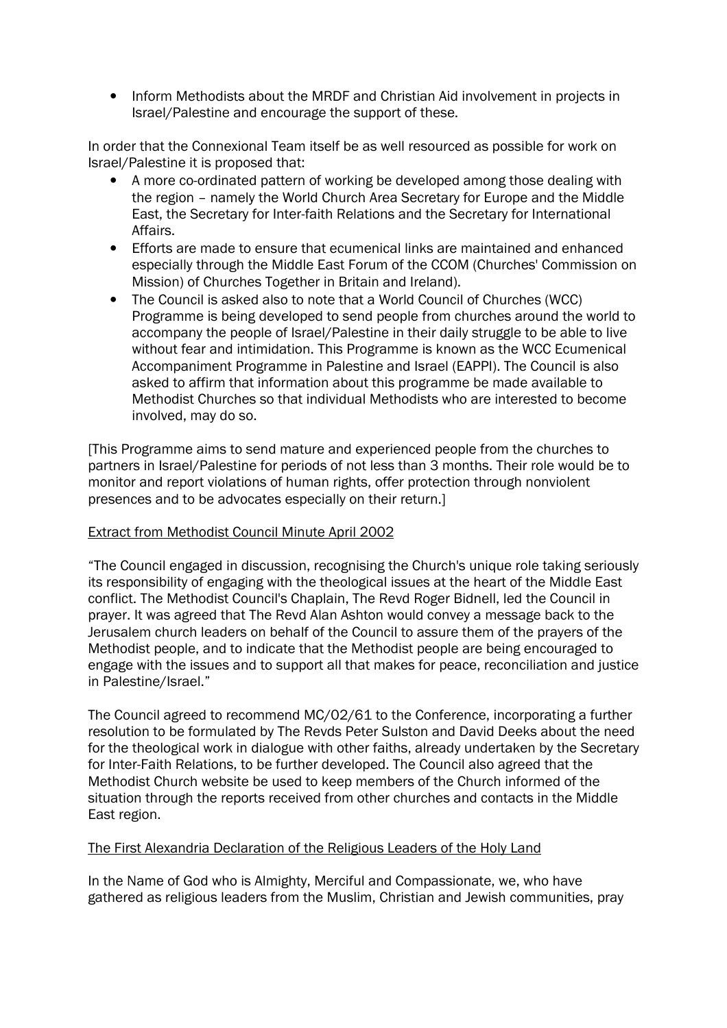- Inform Methodists about the MRDF and Christian Aid involvement in projects in Israel/Palestine and encourage the support of these.

In order that the Connexional Team itself be as well resourced as possible for work on Israel/Palestine it is proposed that:

- A more co-ordinated pattern of working be developed among those dealing with the region – namely the World Church Area Secretary for Europe and the Middle East, the Secretary for Inter-faith Relations and the Secretary for International Affairs.
- Efforts are made to ensure that ecumenical links are maintained and enhanced especially through the Middle East Forum of the CCOM (Churches' Commission on Mission) of Churches Together in Britain and Ireland).
- The Council is asked also to note that a World Council of Churches (WCC) Programme is being developed to send people from churches around the world to accompany the people of Israel/Palestine in their daily struggle to be able to live without fear and intimidation. This Programme is known as the WCC Ecumenical Accompaniment Programme in Palestine and Israel (EAPPI). The Council is also asked to affirm that information about this programme be made available to Methodist Churches so that individual Methodists who are interested to become involved, may do so.

[This Programme aims to send mature and experienced people from the churches to partners in Israel/Palestine for periods of not less than 3 months. Their role would be to monitor and report violations of human rights, offer protection through nonviolent presences and to be advocates especially on their return.]

Extract from Methodist Council Minute April 2002

"The Council engaged in discussion, recognising the Church's unique role taking seriously its responsibility of engaging with the theological issues at the heart of the Middle East conflict. The Methodist Council's Chaplain, The Revd Roger Bidnell, led the Council in prayer. It was agreed that The Revd Alan Ashton would convey a message back to the Jerusalem church leaders on behalf of the Council to assure them of the prayers of the Methodist people, and to indicate that the Methodist people are being encouraged to engage with the issues and to support all that makes for peace, reconciliation and justice in Palestine/Israel."

The Council agreed to recommend MC/02/61 to the Conference, incorporating a further resolution to be formulated by The Revds Peter Sulston and David Deeks about the need for the theological work in dialogue with other faiths, already undertaken by the Secretary for Inter-Faith Relations, to be further developed. The Council also agreed that the Methodist Church website be used to keep members of the Church informed of the situation through the reports received from other churches and contacts in the Middle East region.

The First Alexandria Declaration of the Religious Leaders of the Holy Land

In the Name of God who is Almighty, Merciful and Compassionate, we, who have gathered as religious leaders from the Muslim, Christian and Jewish communities, pray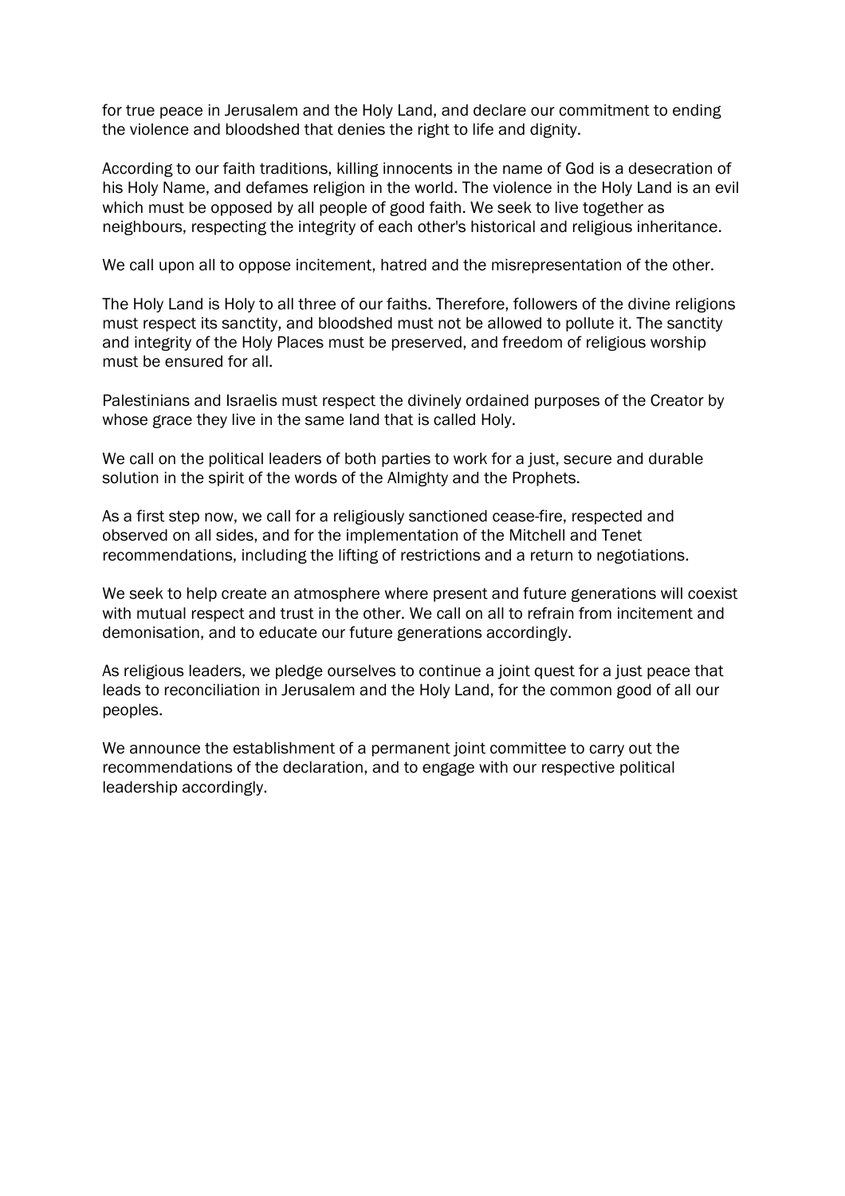for true peace in Jerusalem and the Holy Land, and declare our commitment to ending the violence and bloodshed that denies the right to life and dignity.

According to our faith traditions, killing innocents in the name of God is a desecration of his Holy Name, and defames religion in the world. The violence in the Holy Land is an evil which must be opposed by all people of good faith. We seek to live together as neighbours, respecting the integrity of each other's historical and religious inheritance.

We call upon all to oppose incitement, hatred and the misrepresentation of the other.

The Holy Land is Holy to all three of our faiths. Therefore, followers of the divine religions must respect its sanctity, and bloodshed must not be allowed to pollute it. The sanctity and integrity of the Holy Places must be preserved, and freedom of religious worship must be ensured for all.

Palestinians and Israelis must respect the divinely ordained purposes of the Creator by whose grace they live in the same land that is called Holy.

We call on the political leaders of both parties to work for a just, secure and durable solution in the spirit of the words of the Almighty and the Prophets.

As a first step now, we call for a religiously sanctioned cease-fire, respected and observed on all sides, and for the implementation of the Mitchell and Tenet recommendations, including the lifting of restrictions and a return to negotiations.

We seek to help create an atmosphere where present and future generations will coexist with mutual respect and trust in the other. We call on all to refrain from incitement and demonisation, and to educate our future generations accordingly.

As religious leaders, we pledge ourselves to continue a joint quest for a just peace that leads to reconciliation in Jerusalem and the Holy Land, for the common good of all our peoples.

We announce the establishment of a permanent joint committee to carry out the recommendations of the declaration, and to engage with our respective political leadership accordingly.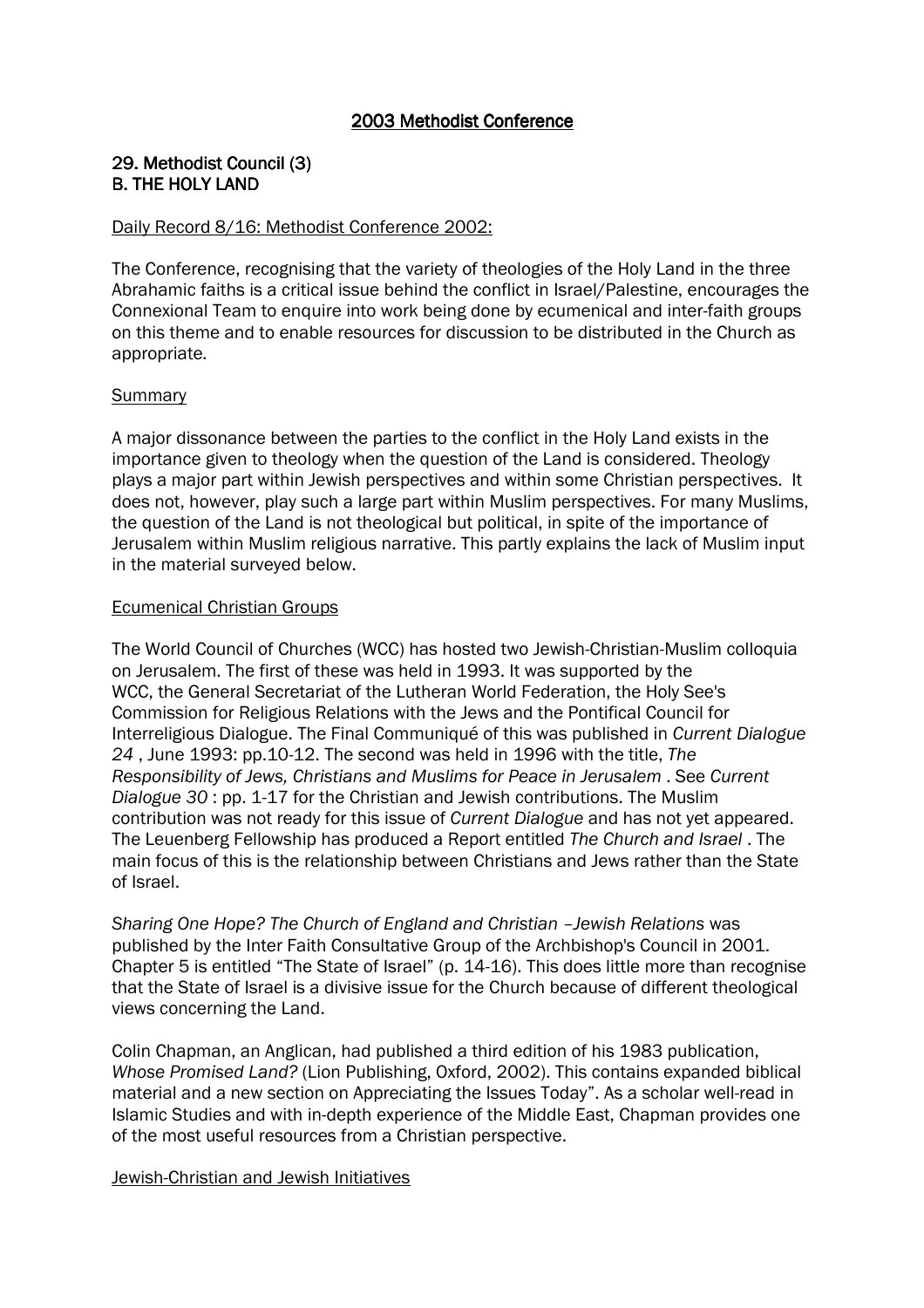## 2003 Methodist Conference

### 29. Methodist Council (3)
### B. THE HOLY LAND

Daily Record 8/16: Methodist Conference 2002:

The Conference, recognising that the variety of theologies of the Holy Land in the three Abrahamic faiths is a critical issue behind the conflict in Israel/Palestine, encourages the Connexional Team to enquire into work being done by ecumenical and inter-faith groups on this theme and to enable resources for discussion to be distributed in the Church as appropriate.

Summary

A major dissonance between the parties to the conflict in the Holy Land exists in the importance given to theology when the question of the Land is considered. Theology plays a major part within Jewish perspectives and within some Christian perspectives. It does not, however, play such a large part within Muslim perspectives. For many Muslims, the question of the Land is not theological but political, in spite of the importance of Jerusalem within Muslim religious narrative. This partly explains the lack of Muslim input in the material surveyed below.

Ecumenical Christian Groups

The World Council of Churches (WCC) has hosted two Jewish-Christian-Muslim colloquia on Jerusalem. The first of these was held in 1993. It was supported by the WCC, the General Secretariat of the Lutheran World Federation, the Holy See's Commission for Religious Relations with the Jews and the Pontifical Council for Interreligious Dialogue. The Final Communiqué of this was published in *Current Dialogue 24* , June 1993: pp.10-12. The second was held in 1996 with the title, *The Responsibility of Jews, Christians and Muslims for Peace in Jerusalem* . See *Current Dialogue 30* : pp. 1-17 for the Christian and Jewish contributions. The Muslim contribution was not ready for this issue of *Current Dialogue* and has not yet appeared. The Leuenberg Fellowship has produced a Report entitled *The Church and Israel* . The main focus of this is the relationship between Christians and Jews rather than the State of Israel.

*Sharing One Hope? The Church of England and Christian –Jewish Relations* was published by the Inter Faith Consultative Group of the Archbishop's Council in 2001. Chapter 5 is entitled "The State of Israel" (p. 14-16). This does little more than recognise that the State of Israel is a divisive issue for the Church because of different theological views concerning the Land.

Colin Chapman, an Anglican, had published a third edition of his 1983 publication, *Whose Promised Land?* (Lion Publishing, Oxford, 2002). This contains expanded biblical material and a new section on Appreciating the Issues Today". As a scholar well-read in Islamic Studies and with in-depth experience of the Middle East, Chapman provides one of the most useful resources from a Christian perspective.

Jewish-Christian and Jewish Initiatives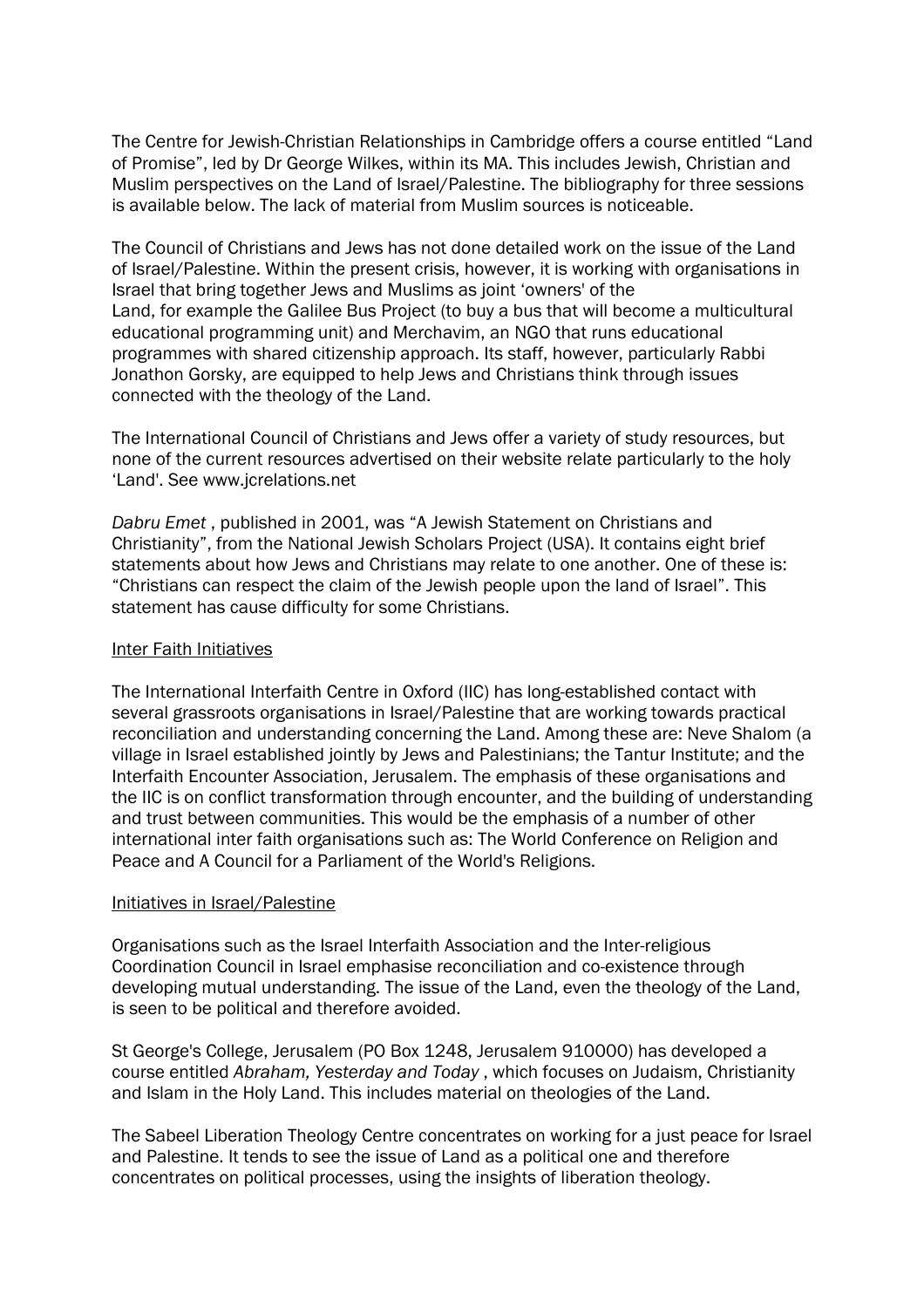The Centre for Jewish-Christian Relationships in Cambridge offers a course entitled "Land of Promise", led by Dr George Wilkes, within its MA. This includes Jewish, Christian and Muslim perspectives on the Land of Israel/Palestine. The bibliography for three sessions is available below. The lack of material from Muslim sources is noticeable.

The Council of Christians and Jews has not done detailed work on the issue of the Land of Israel/Palestine. Within the present crisis, however, it is working with organisations in Israel that bring together Jews and Muslims as joint 'owners' of the Land, for example the Galilee Bus Project (to buy a bus that will become a multicultural educational programming unit) and Merchavim, an NGO that runs educational programmes with shared citizenship approach. Its staff, however, particularly Rabbi Jonathon Gorsky, are equipped to help Jews and Christians think through issues connected with the theology of the Land.

The International Council of Christians and Jews offer a variety of study resources, but none of the current resources advertised on their website relate particularly to the holy 'Land'. See www.jcrelations.net

*Dabru Emet* , published in 2001, was "A Jewish Statement on Christians and Christianity", from the National Jewish Scholars Project (USA). It contains eight brief statements about how Jews and Christians may relate to one another. One of these is: "Christians can respect the claim of the Jewish people upon the land of Israel". This statement has cause difficulty for some Christians.

<u>Inter Faith Initiatives</u>

The International Interfaith Centre in Oxford (IIC) has long-established contact with several grassroots organisations in Israel/Palestine that are working towards practical reconciliation and understanding concerning the Land. Among these are: Neve Shalom (a village in Israel established jointly by Jews and Palestinians; the Tantur Institute; and the Interfaith Encounter Association, Jerusalem. The emphasis of these organisations and the IIC is on conflict transformation through encounter, and the building of understanding and trust between communities. This would be the emphasis of a number of other international inter faith organisations such as: The World Conference on Religion and Peace and A Council for a Parliament of the World's Religions.

<u>Initiatives in Israel/Palestine</u>

Organisations such as the Israel Interfaith Association and the Inter-religious Coordination Council in Israel emphasise reconciliation and co-existence through developing mutual understanding. The issue of the Land, even the theology of the Land, is seen to be political and therefore avoided.

St George's College, Jerusalem (PO Box 1248, Jerusalem 910000) has developed a course entitled *Abraham, Yesterday and Today* , which focuses on Judaism, Christianity and Islam in the Holy Land. This includes material on theologies of the Land.

The Sabeel Liberation Theology Centre concentrates on working for a just peace for Israel and Palestine. It tends to see the issue of Land as a political one and therefore concentrates on political processes, using the insights of liberation theology.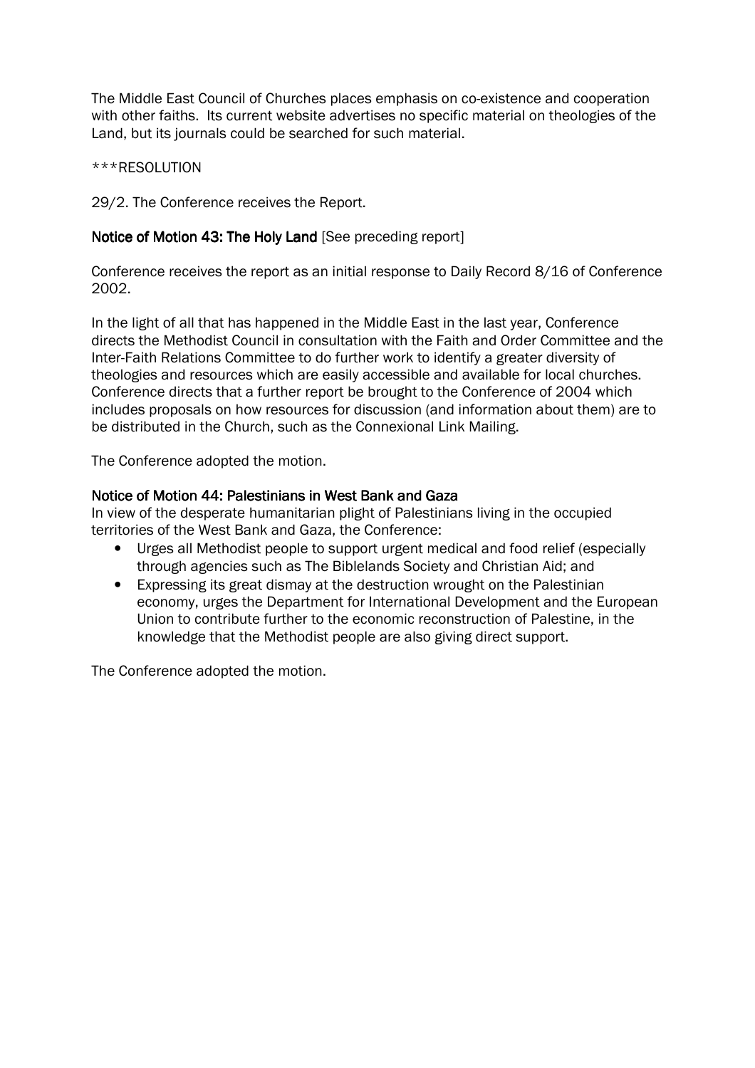The Middle East Council of Churches places emphasis on co-existence and cooperation with other faiths. Its current website advertises no specific material on theologies of the Land, but its journals could be searched for such material.

***RESOLUTION

29/2. The Conference receives the Report.

**Notice of Motion 43: The Holy Land** [See preceding report]

Conference receives the report as an initial response to Daily Record 8/16 of Conference 2002.

In the light of all that has happened in the Middle East in the last year, Conference directs the Methodist Council in consultation with the Faith and Order Committee and the Inter-Faith Relations Committee to do further work to identify a greater diversity of theologies and resources which are easily accessible and available for local churches. Conference directs that a further report be brought to the Conference of 2004 which includes proposals on how resources for discussion (and information about them) are to be distributed in the Church, such as the Connexional Link Mailing.

The Conference adopted the motion.

**Notice of Motion 44: Palestinians in West Bank and Gaza**

In view of the desperate humanitarian plight of Palestinians living in the occupied territories of the West Bank and Gaza, the Conference:

- Urges all Methodist people to support urgent medical and food relief (especially through agencies such as The Biblelands Society and Christian Aid; and
- Expressing its great dismay at the destruction wrought on the Palestinian economy, urges the Department for International Development and the European Union to contribute further to the economic reconstruction of Palestine, in the knowledge that the Methodist people are also giving direct support.

The Conference adopted the motion.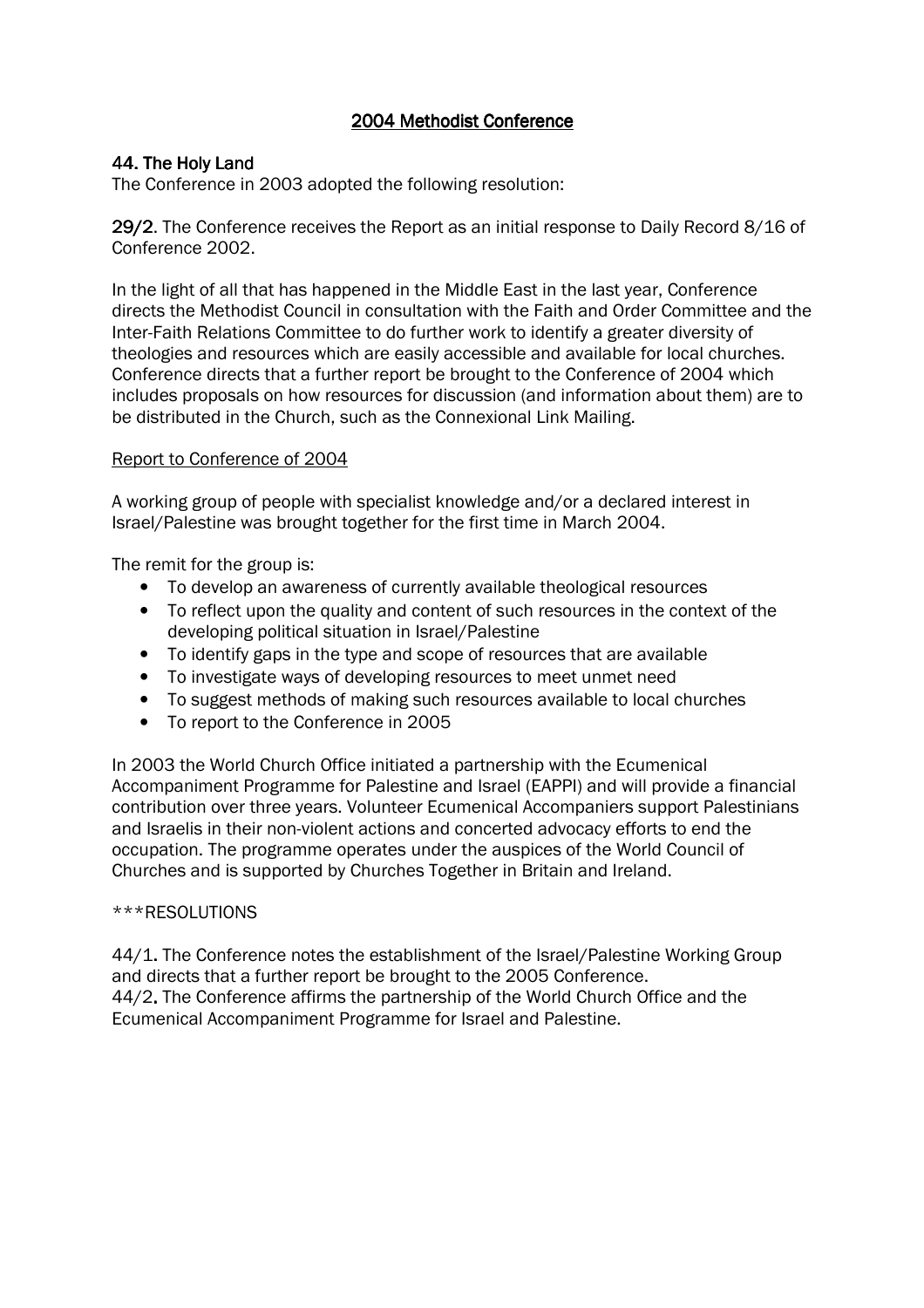## 2004 Methodist Conference

### 44. The Holy Land

The Conference in 2003 adopted the following resolution:

**29/2**. The Conference receives the Report as an initial response to Daily Record 8/16 of Conference 2002.

In the light of all that has happened in the Middle East in the last year, Conference directs the Methodist Council in consultation with the Faith and Order Committee and the Inter-Faith Relations Committee to do further work to identify a greater diversity of theologies and resources which are easily accessible and available for local churches. Conference directs that a further report be brought to the Conference of 2004 which includes proposals on how resources for discussion (and information about them) are to be distributed in the Church, such as the Connexional Link Mailing.

Report to Conference of 2004

A working group of people with specialist knowledge and/or a declared interest in Israel/Palestine was brought together for the first time in March 2004.

The remit for the group is:

- To develop an awareness of currently available theological resources
- To reflect upon the quality and content of such resources in the context of the developing political situation in Israel/Palestine
- To identify gaps in the type and scope of resources that are available
- To investigate ways of developing resources to meet unmet need
- To suggest methods of making such resources available to local churches
- To report to the Conference in 2005

In 2003 the World Church Office initiated a partnership with the Ecumenical Accompaniment Programme for Palestine and Israel (EAPPI) and will provide a financial contribution over three years. Volunteer Ecumenical Accompaniers support Palestinians and Israelis in their non-violent actions and concerted advocacy efforts to end the occupation. The programme operates under the auspices of the World Council of Churches and is supported by Churches Together in Britain and Ireland.

***RESOLUTIONS

44/1. The Conference notes the establishment of the Israel/Palestine Working Group and directs that a further report be brought to the 2005 Conference.
44/2. The Conference affirms the partnership of the World Church Office and the Ecumenical Accompaniment Programme for Israel and Palestine.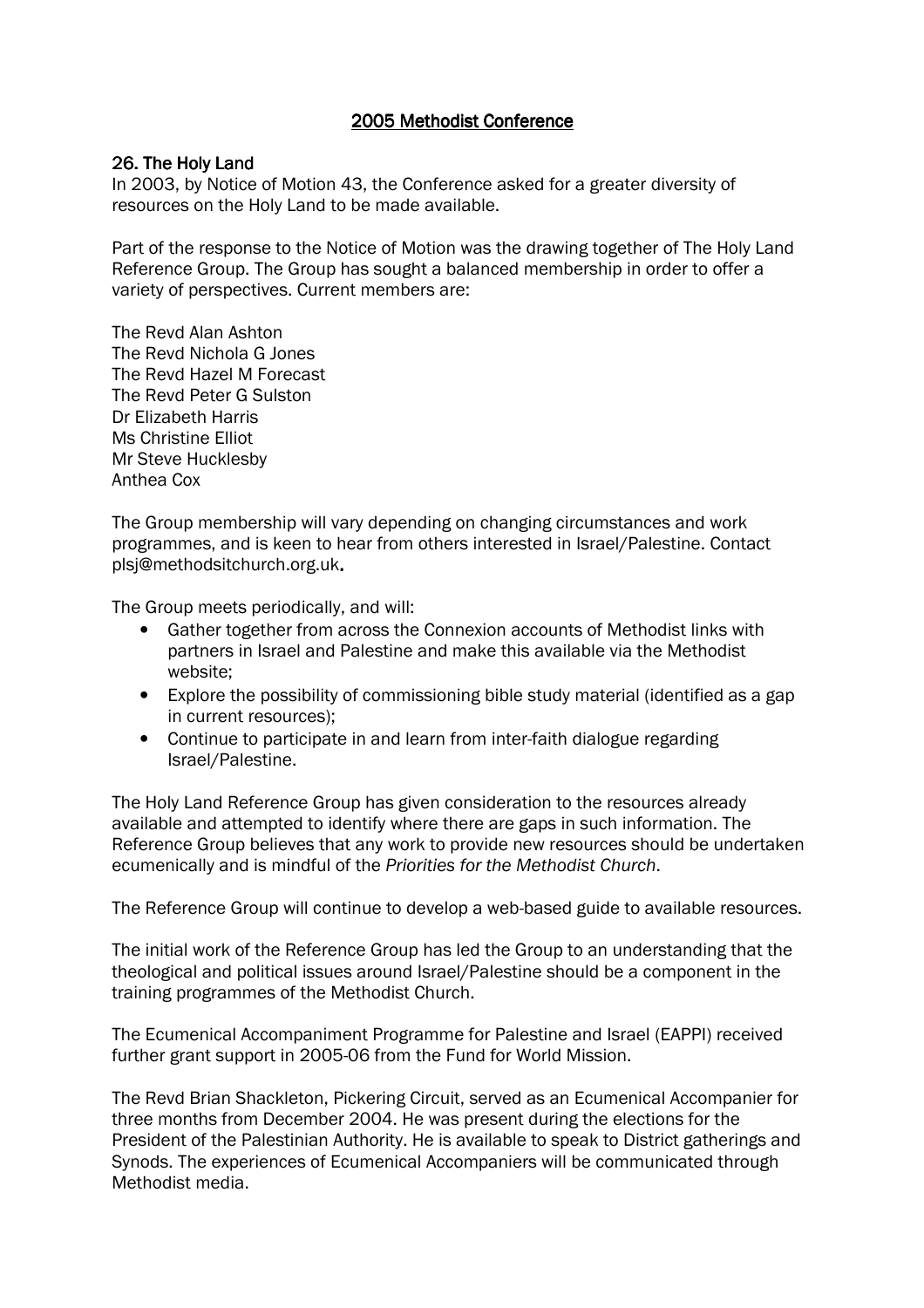# 2005 Methodist Conference

## 26. The Holy Land

In 2003, by Notice of Motion 43, the Conference asked for a greater diversity of resources on the Holy Land to be made available.

Part of the response to the Notice of Motion was the drawing together of The Holy Land Reference Group. The Group has sought a balanced membership in order to offer a variety of perspectives. Current members are:

The Revd Alan Ashton
The Revd Nichola G Jones
The Revd Hazel M Forecast
The Revd Peter G Sulston
Dr Elizabeth Harris
Ms Christine Elliot
Mr Steve Hucklesby
Anthea Cox

The Group membership will vary depending on changing circumstances and work programmes, and is keen to hear from others interested in Israel/Palestine. Contact plsj@methodsitchurch.org.uk**.**

The Group meets periodically, and will:

- Gather together from across the Connexion accounts of Methodist links with partners in Israel and Palestine and make this available via the Methodist website;
- Explore the possibility of commissioning bible study material (identified as a gap in current resources);
- Continue to participate in and learn from inter-faith dialogue regarding Israel/Palestine.

The Holy Land Reference Group has given consideration to the resources already available and attempted to identify where there are gaps in such information. The Reference Group believes that any work to provide new resources should be undertaken ecumenically and is mindful of the *Priorities for the Methodist Church*.

The Reference Group will continue to develop a web-based guide to available resources.

The initial work of the Reference Group has led the Group to an understanding that the theological and political issues around Israel/Palestine should be a component in the training programmes of the Methodist Church.

The Ecumenical Accompaniment Programme for Palestine and Israel (EAPPI) received further grant support in 2005-06 from the Fund for World Mission.

The Revd Brian Shackleton, Pickering Circuit, served as an Ecumenical Accompanier for three months from December 2004. He was present during the elections for the President of the Palestinian Authority. He is available to speak to District gatherings and Synods. The experiences of Ecumenical Accompaniers will be communicated through Methodist media.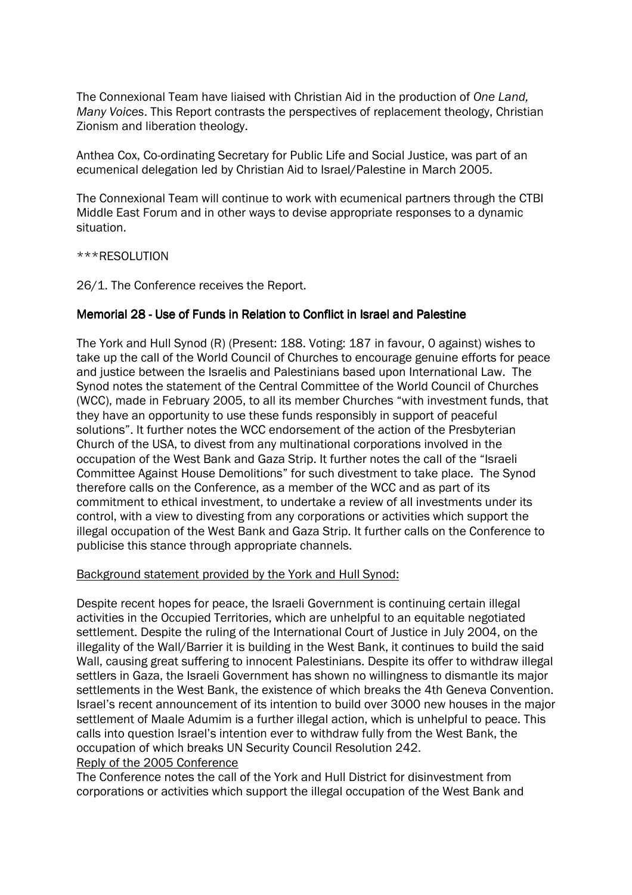The Connexional Team have liaised with Christian Aid in the production of *One Land, Many Voices*. This Report contrasts the perspectives of replacement theology, Christian Zionism and liberation theology.

Anthea Cox, Co-ordinating Secretary for Public Life and Social Justice, was part of an ecumenical delegation led by Christian Aid to Israel/Palestine in March 2005.

The Connexional Team will continue to work with ecumenical partners through the CTBI Middle East Forum and in other ways to devise appropriate responses to a dynamic situation.

***RESOLUTION

26/1. The Conference receives the Report.

### Memorial 28 - Use of Funds in Relation to Conflict in Israel and Palestine

The York and Hull Synod (R) (Present: 188. Voting: 187 in favour, 0 against) wishes to take up the call of the World Council of Churches to encourage genuine efforts for peace and justice between the Israelis and Palestinians based upon International Law. The Synod notes the statement of the Central Committee of the World Council of Churches (WCC), made in February 2005, to all its member Churches "with investment funds, that they have an opportunity to use these funds responsibly in support of peaceful solutions". It further notes the WCC endorsement of the action of the Presbyterian Church of the USA, to divest from any multinational corporations involved in the occupation of the West Bank and Gaza Strip. It further notes the call of the "Israeli Committee Against House Demolitions" for such divestment to take place. The Synod therefore calls on the Conference, as a member of the WCC and as part of its commitment to ethical investment, to undertake a review of all investments under its control, with a view to divesting from any corporations or activities which support the illegal occupation of the West Bank and Gaza Strip. It further calls on the Conference to publicise this stance through appropriate channels.

<u>Background statement provided by the York and Hull Synod:</u>

Despite recent hopes for peace, the Israeli Government is continuing certain illegal activities in the Occupied Territories, which are unhelpful to an equitable negotiated settlement. Despite the ruling of the International Court of Justice in July 2004, on the illegality of the Wall/Barrier it is building in the West Bank, it continues to build the said Wall, causing great suffering to innocent Palestinians. Despite its offer to withdraw illegal settlers in Gaza, the Israeli Government has shown no willingness to dismantle its major settlements in the West Bank, the existence of which breaks the 4th Geneva Convention. Israel's recent announcement of its intention to build over 3000 new houses in the major settlement of Maale Adumim is a further illegal action, which is unhelpful to peace. This calls into question Israel's intention ever to withdraw fully from the West Bank, the occupation of which breaks UN Security Council Resolution 242.

<u>Reply of the 2005 Conference</u>

The Conference notes the call of the York and Hull District for disinvestment from corporations or activities which support the illegal occupation of the West Bank and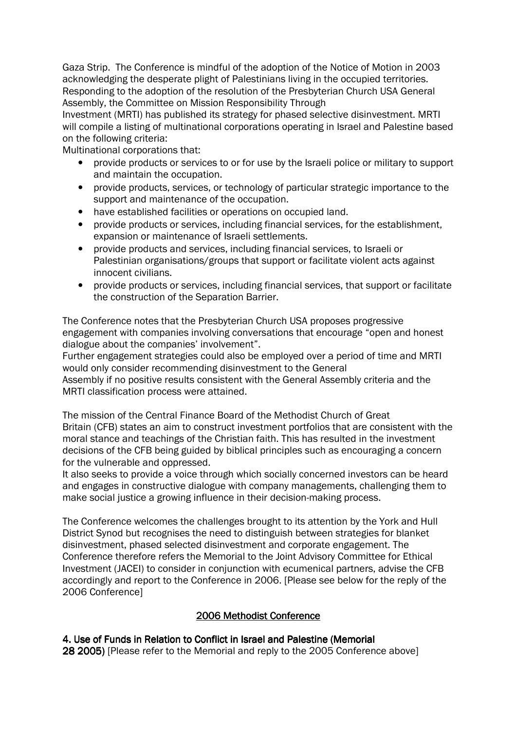Gaza Strip. The Conference is mindful of the adoption of the Notice of Motion in 2003 acknowledging the desperate plight of Palestinians living in the occupied territories. Responding to the adoption of the resolution of the Presbyterian Church USA General Assembly, the Committee on Mission Responsibility Through Investment (MRTI) has published its strategy for phased selective disinvestment. MRTI will compile a listing of multinational corporations operating in Israel and Palestine based on the following criteria:

Multinational corporations that:

- provide products or services to or for use by the Israeli police or military to support and maintain the occupation.
- provide products, services, or technology of particular strategic importance to the support and maintenance of the occupation.
- have established facilities or operations on occupied land.
- provide products or services, including financial services, for the establishment, expansion or maintenance of Israeli settlements.
- provide products and services, including financial services, to Israeli or Palestinian organisations/groups that support or facilitate violent acts against innocent civilians.
- provide products or services, including financial services, that support or facilitate the construction of the Separation Barrier.

The Conference notes that the Presbyterian Church USA proposes progressive engagement with companies involving conversations that encourage "open and honest dialogue about the companies' involvement".

Further engagement strategies could also be employed over a period of time and MRTI would only consider recommending disinvestment to the General Assembly if no positive results consistent with the General Assembly criteria and the MRTI classification process were attained.

The mission of the Central Finance Board of the Methodist Church of Great Britain (CFB) states an aim to construct investment portfolios that are consistent with the moral stance and teachings of the Christian faith. This has resulted in the investment decisions of the CFB being guided by biblical principles such as encouraging a concern for the vulnerable and oppressed.

It also seeks to provide a voice through which socially concerned investors can be heard and engages in constructive dialogue with company managements, challenging them to make social justice a growing influence in their decision-making process.

The Conference welcomes the challenges brought to its attention by the York and Hull District Synod but recognises the need to distinguish between strategies for blanket disinvestment, phased selected disinvestment and corporate engagement. The Conference therefore refers the Memorial to the Joint Advisory Committee for Ethical Investment (JACEI) to consider in conjunction with ecumenical partners, advise the CFB accordingly and report to the Conference in 2006. [Please see below for the reply of the 2006 Conference]

## 2006 Methodist Conference

**4. Use of Funds in Relation to Conflict in Israel and Palestine (Memorial 28 2005)** [Please refer to the Memorial and reply to the 2005 Conference above]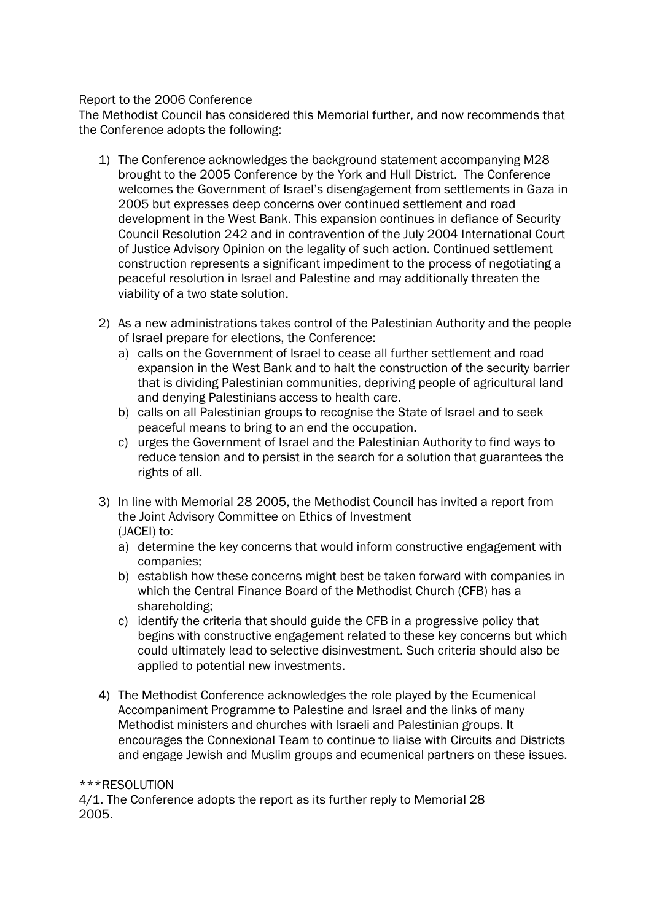Report to the 2006 Conference

The Methodist Council has considered this Memorial further, and now recommends that the Conference adopts the following:

1) The Conference acknowledges the background statement accompanying M28 brought to the 2005 Conference by the York and Hull District. The Conference welcomes the Government of Israel's disengagement from settlements in Gaza in 2005 but expresses deep concerns over continued settlement and road development in the West Bank. This expansion continues in defiance of Security Council Resolution 242 and in contravention of the July 2004 International Court of Justice Advisory Opinion on the legality of such action. Continued settlement construction represents a significant impediment to the process of negotiating a peaceful resolution in Israel and Palestine and may additionally threaten the viability of a two state solution.

2) As a new administrations takes control of the Palestinian Authority and the people of Israel prepare for elections, the Conference:
   a) calls on the Government of Israel to cease all further settlement and road expansion in the West Bank and to halt the construction of the security barrier that is dividing Palestinian communities, depriving people of agricultural land and denying Palestinians access to health care.
   b) calls on all Palestinian groups to recognise the State of Israel and to seek peaceful means to bring to an end the occupation.
   c) urges the Government of Israel and the Palestinian Authority to find ways to reduce tension and to persist in the search for a solution that guarantees the rights of all.

3) In line with Memorial 28 2005, the Methodist Council has invited a report from the Joint Advisory Committee on Ethics of Investment (JACEI) to:
   a) determine the key concerns that would inform constructive engagement with companies;
   b) establish how these concerns might best be taken forward with companies in which the Central Finance Board of the Methodist Church (CFB) has a shareholding;
   c) identify the criteria that should guide the CFB in a progressive policy that begins with constructive engagement related to these key concerns but which could ultimately lead to selective disinvestment. Such criteria should also be applied to potential new investments.

4) The Methodist Conference acknowledges the role played by the Ecumenical Accompaniment Programme to Palestine and Israel and the links of many Methodist ministers and churches with Israeli and Palestinian groups. It encourages the Connexional Team to continue to liaise with Circuits and Districts and engage Jewish and Muslim groups and ecumenical partners on these issues.

***RESOLUTION

4/1. The Conference adopts the report as its further reply to Memorial 28 2005.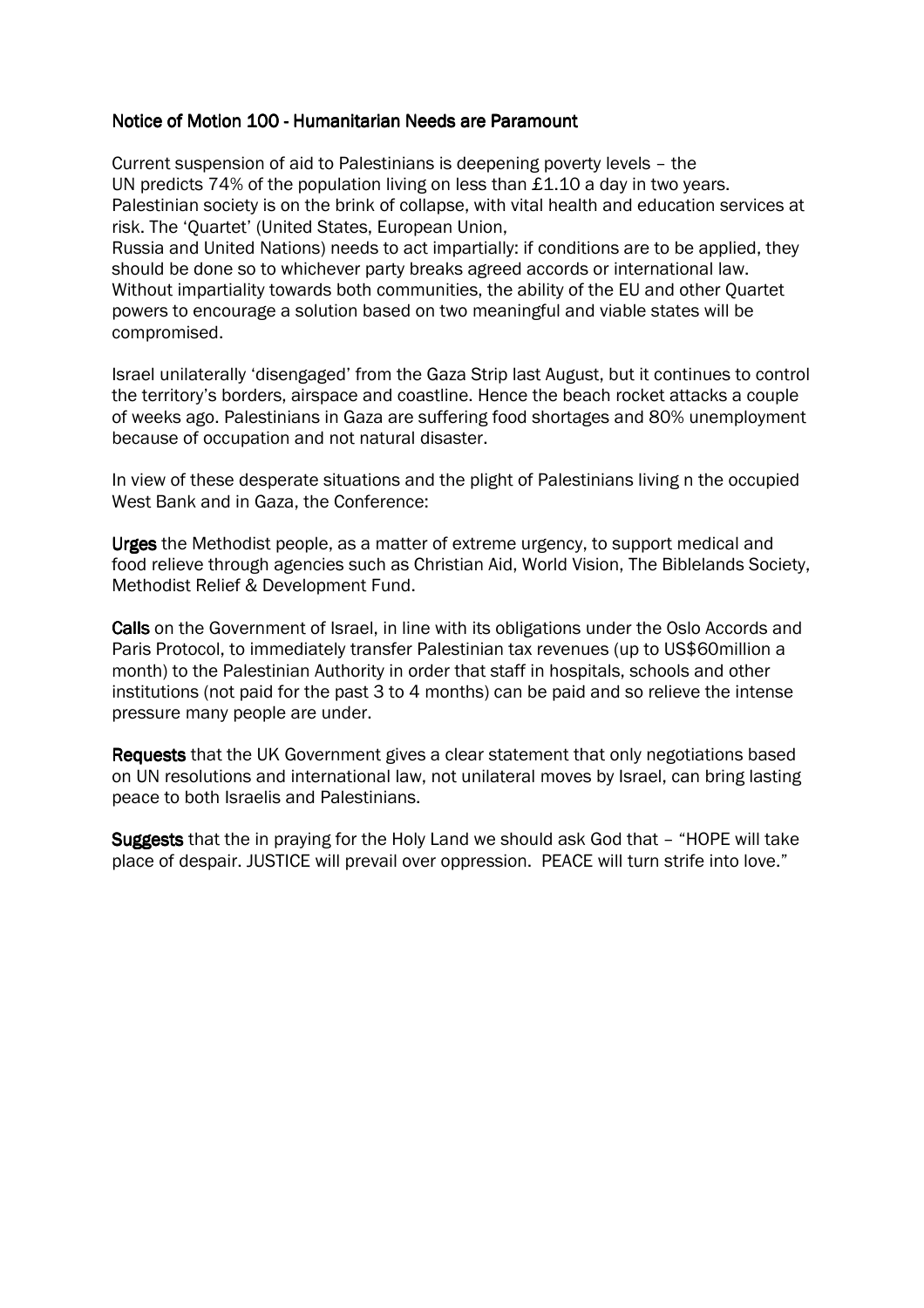## Notice of Motion 100 - Humanitarian Needs are Paramount

Current suspension of aid to Palestinians is deepening poverty levels – the UN predicts 74% of the population living on less than £1.10 a day in two years. Palestinian society is on the brink of collapse, with vital health and education services at risk. The 'Quartet' (United States, European Union, Russia and United Nations) needs to act impartially: if conditions are to be applied, they should be done so to whichever party breaks agreed accords or international law. Without impartiality towards both communities, the ability of the EU and other Quartet powers to encourage a solution based on two meaningful and viable states will be compromised.

Israel unilaterally 'disengaged' from the Gaza Strip last August, but it continues to control the territory's borders, airspace and coastline. Hence the beach rocket attacks a couple of weeks ago. Palestinians in Gaza are suffering food shortages and 80% unemployment because of occupation and not natural disaster.

In view of these desperate situations and the plight of Palestinians living n the occupied West Bank and in Gaza, the Conference:

**Urges** the Methodist people, as a matter of extreme urgency, to support medical and food relieve through agencies such as Christian Aid, World Vision, The Biblelands Society, Methodist Relief & Development Fund.

**Calls** on the Government of Israel, in line with its obligations under the Oslo Accords and Paris Protocol, to immediately transfer Palestinian tax revenues (up to US$60million a month) to the Palestinian Authority in order that staff in hospitals, schools and other institutions (not paid for the past 3 to 4 months) can be paid and so relieve the intense pressure many people are under.

**Requests** that the UK Government gives a clear statement that only negotiations based on UN resolutions and international law, not unilateral moves by Israel, can bring lasting peace to both Israelis and Palestinians.

**Suggests** that the in praying for the Holy Land we should ask God that – "HOPE will take place of despair. JUSTICE will prevail over oppression. PEACE will turn strife into love."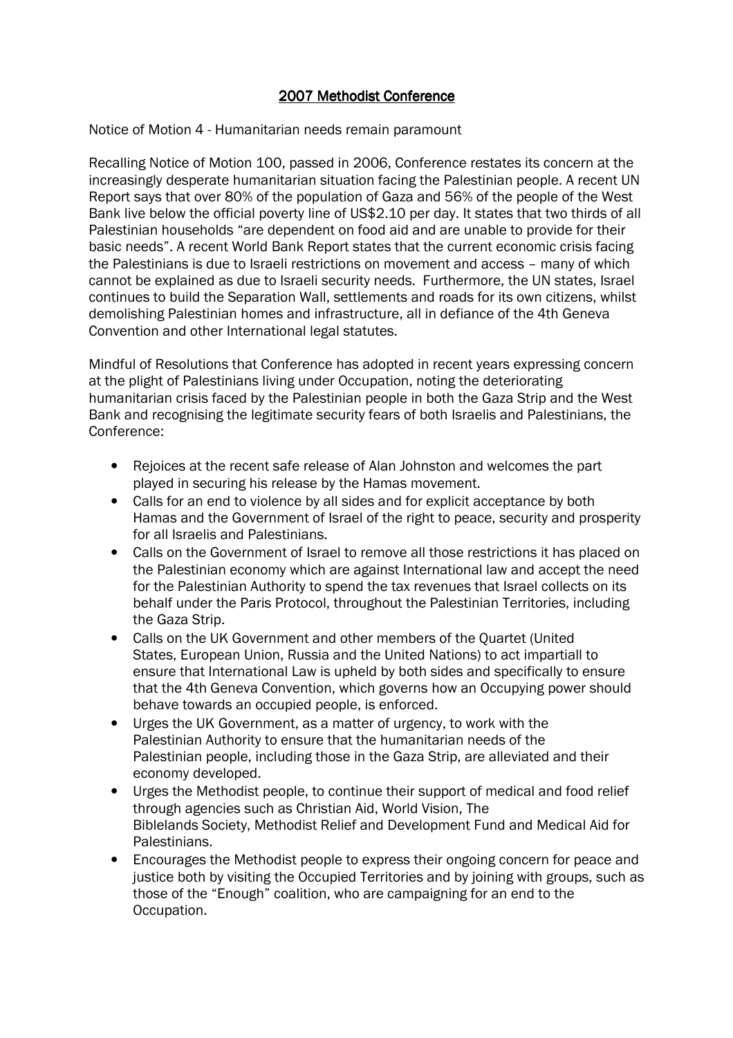## 2007 Methodist Conference

Notice of Motion 4 - Humanitarian needs remain paramount

Recalling Notice of Motion 100, passed in 2006, Conference restates its concern at the increasingly desperate humanitarian situation facing the Palestinian people. A recent UN Report says that over 80% of the population of Gaza and 56% of the people of the West Bank live below the official poverty line of US$2.10 per day. It states that two thirds of all Palestinian households "are dependent on food aid and are unable to provide for their basic needs". A recent World Bank Report states that the current economic crisis facing the Palestinians is due to Israeli restrictions on movement and access – many of which cannot be explained as due to Israeli security needs. Furthermore, the UN states, Israel continues to build the Separation Wall, settlements and roads for its own citizens, whilst demolishing Palestinian homes and infrastructure, all in defiance of the 4th Geneva Convention and other International legal statutes.

Mindful of Resolutions that Conference has adopted in recent years expressing concern at the plight of Palestinians living under Occupation, noting the deteriorating humanitarian crisis faced by the Palestinian people in both the Gaza Strip and the West Bank and recognising the legitimate security fears of both Israelis and Palestinians, the Conference:

- Rejoices at the recent safe release of Alan Johnston and welcomes the part played in securing his release by the Hamas movement.
- Calls for an end to violence by all sides and for explicit acceptance by both Hamas and the Government of Israel of the right to peace, security and prosperity for all Israelis and Palestinians.
- Calls on the Government of Israel to remove all those restrictions it has placed on the Palestinian economy which are against International law and accept the need for the Palestinian Authority to spend the tax revenues that Israel collects on its behalf under the Paris Protocol, throughout the Palestinian Territories, including the Gaza Strip.
- Calls on the UK Government and other members of the Quartet (United States, European Union, Russia and the United Nations) to act impartiall to ensure that International Law is upheld by both sides and specifically to ensure that the 4th Geneva Convention, which governs how an Occupying power should behave towards an occupied people, is enforced.
- Urges the UK Government, as a matter of urgency, to work with the Palestinian Authority to ensure that the humanitarian needs of the Palestinian people, including those in the Gaza Strip, are alleviated and their economy developed.
- Urges the Methodist people, to continue their support of medical and food relief through agencies such as Christian Aid, World Vision, The Biblelands Society, Methodist Relief and Development Fund and Medical Aid for Palestinians.
- Encourages the Methodist people to express their ongoing concern for peace and justice both by visiting the Occupied Territories and by joining with groups, such as those of the "Enough" coalition, who are campaigning for an end to the Occupation.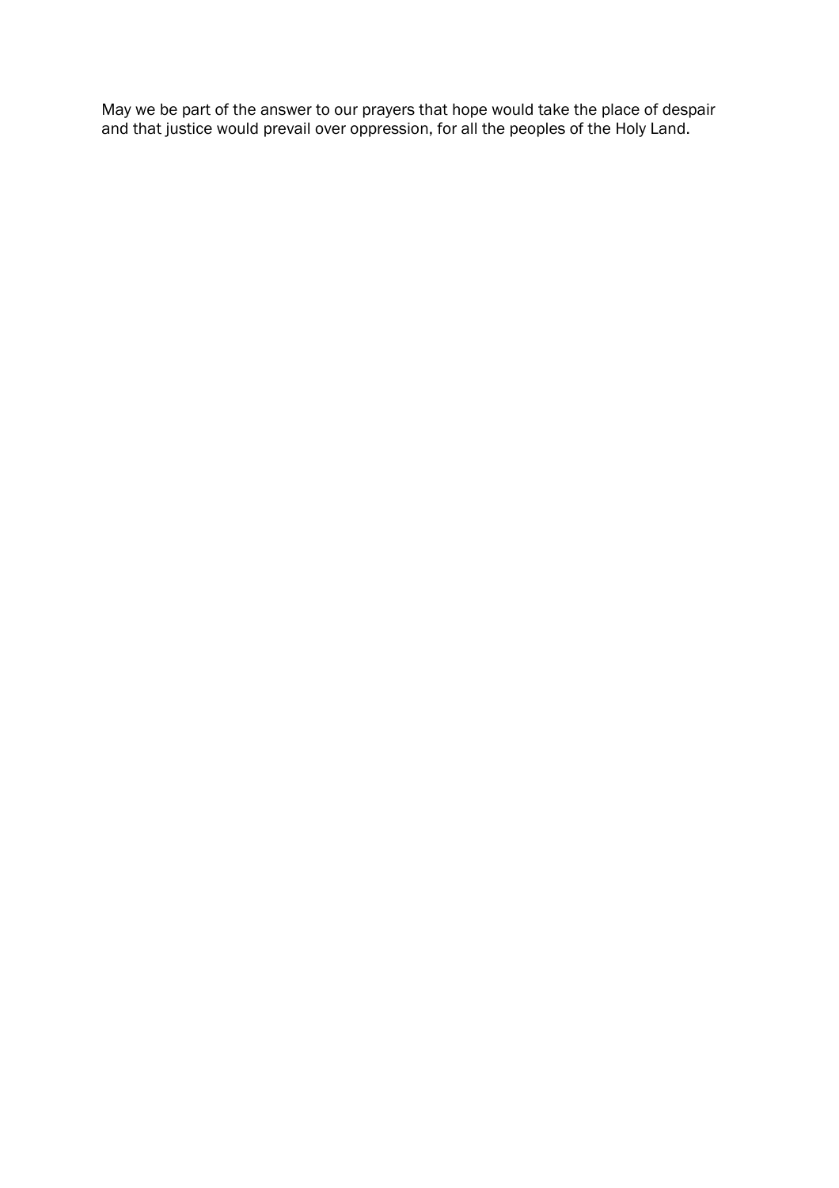May we be part of the answer to our prayers that hope would take the place of despair and that justice would prevail over oppression, for all the peoples of the Holy Land.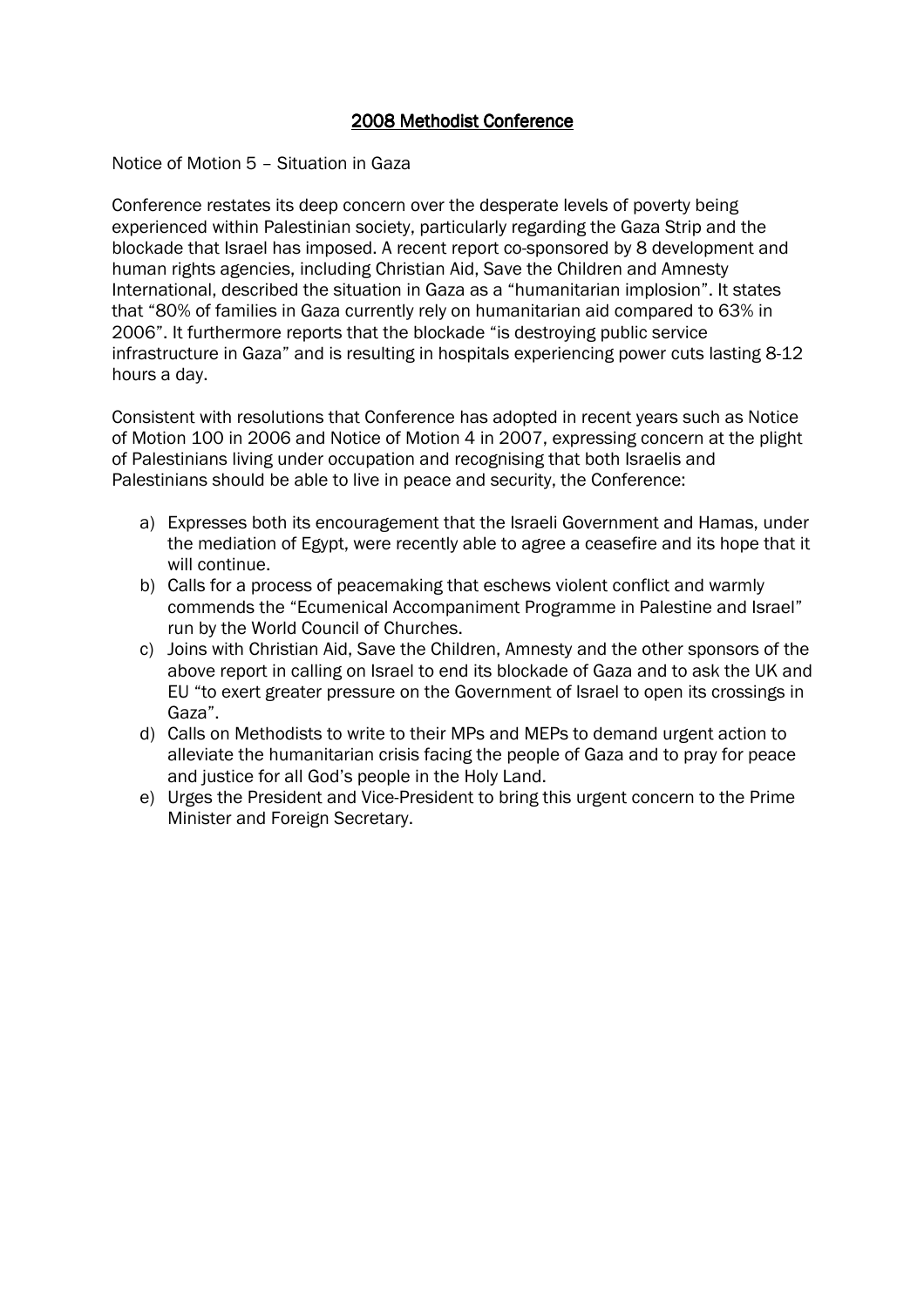# 2008 Methodist Conference

Notice of Motion 5 – Situation in Gaza

Conference restates its deep concern over the desperate levels of poverty being experienced within Palestinian society, particularly regarding the Gaza Strip and the blockade that Israel has imposed. A recent report co-sponsored by 8 development and human rights agencies, including Christian Aid, Save the Children and Amnesty International, described the situation in Gaza as a "humanitarian implosion". It states that "80% of families in Gaza currently rely on humanitarian aid compared to 63% in 2006". It furthermore reports that the blockade "is destroying public service infrastructure in Gaza" and is resulting in hospitals experiencing power cuts lasting 8-12 hours a day.

Consistent with resolutions that Conference has adopted in recent years such as Notice of Motion 100 in 2006 and Notice of Motion 4 in 2007, expressing concern at the plight of Palestinians living under occupation and recognising that both Israelis and Palestinians should be able to live in peace and security, the Conference:

a) Expresses both its encouragement that the Israeli Government and Hamas, under the mediation of Egypt, were recently able to agree a ceasefire and its hope that it will continue.
b) Calls for a process of peacemaking that eschews violent conflict and warmly commends the "Ecumenical Accompaniment Programme in Palestine and Israel" run by the World Council of Churches.
c) Joins with Christian Aid, Save the Children, Amnesty and the other sponsors of the above report in calling on Israel to end its blockade of Gaza and to ask the UK and EU "to exert greater pressure on the Government of Israel to open its crossings in Gaza".
d) Calls on Methodists to write to their MPs and MEPs to demand urgent action to alleviate the humanitarian crisis facing the people of Gaza and to pray for peace and justice for all God's people in the Holy Land.
e) Urges the President and Vice-President to bring this urgent concern to the Prime Minister and Foreign Secretary.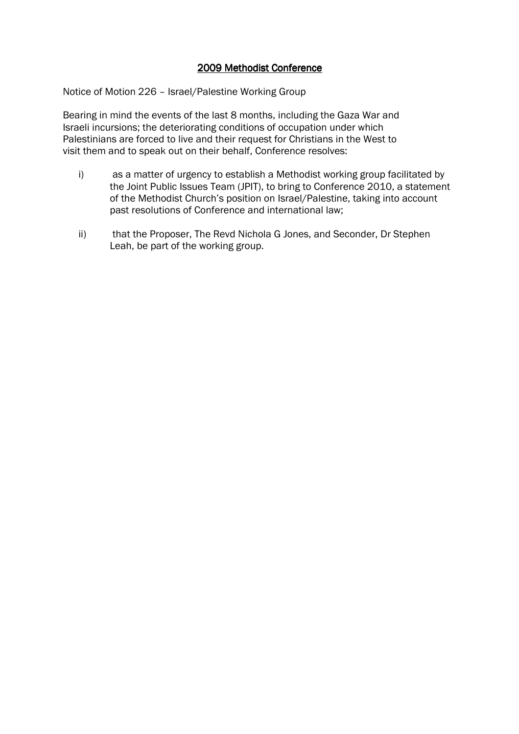# 2009 Methodist Conference

Notice of Motion 226 – Israel/Palestine Working Group

Bearing in mind the events of the last 8 months, including the Gaza War and Israeli incursions; the deteriorating conditions of occupation under which Palestinians are forced to live and their request for Christians in the West to visit them and to speak out on their behalf, Conference resolves:

i) as a matter of urgency to establish a Methodist working group facilitated by the Joint Public Issues Team (JPIT), to bring to Conference 2010, a statement of the Methodist Church's position on Israel/Palestine, taking into account past resolutions of Conference and international law;

ii) that the Proposer, The Revd Nichola G Jones, and Seconder, Dr Stephen Leah, be part of the working group.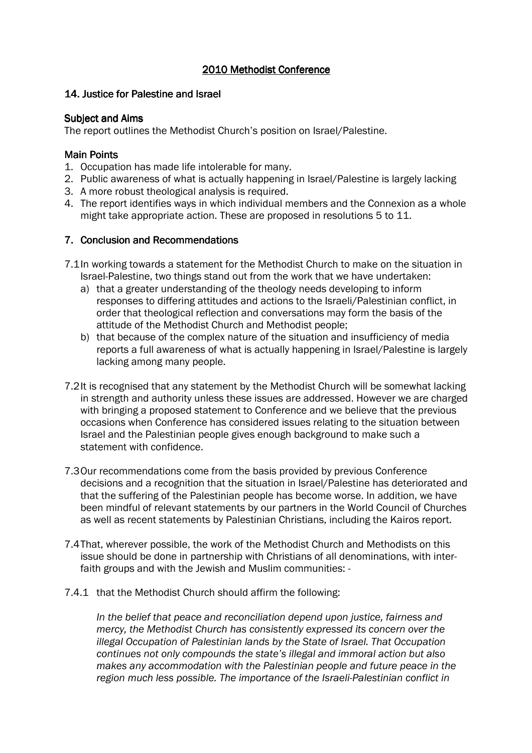## 2010 Methodist Conference

### 14. Justice for Palestine and Israel

#### Subject and Aims

The report outlines the Methodist Church's position on Israel/Palestine.

#### Main Points

1. Occupation has made life intolerable for many.
2. Public awareness of what is actually happening in Israel/Palestine is largely lacking
3. A more robust theological analysis is required.
4. The report identifies ways in which individual members and the Connexion as a whole might take appropriate action. These are proposed in resolutions 5 to 11.

### 7. Conclusion and Recommendations

7.1 In working towards a statement for the Methodist Church to make on the situation in Israel-Palestine, two things stand out from the work that we have undertaken:

a) that a greater understanding of the theology needs developing to inform responses to differing attitudes and actions to the Israeli/Palestinian conflict, in order that theological reflection and conversations may form the basis of the attitude of the Methodist Church and Methodist people;

b) that because of the complex nature of the situation and insufficiency of media reports a full awareness of what is actually happening in Israel/Palestine is largely lacking among many people.

7.2 It is recognised that any statement by the Methodist Church will be somewhat lacking in strength and authority unless these issues are addressed. However we are charged with bringing a proposed statement to Conference and we believe that the previous occasions when Conference has considered issues relating to the situation between Israel and the Palestinian people gives enough background to make such a statement with confidence.

7.3 Our recommendations come from the basis provided by previous Conference decisions and a recognition that the situation in Israel/Palestine has deteriorated and that the suffering of the Palestinian people has become worse. In addition, we have been mindful of relevant statements by our partners in the World Council of Churches as well as recent statements by Palestinian Christians, including the Kairos report.

7.4 That, wherever possible, the work of the Methodist Church and Methodists on this issue should be done in partnership with Christians of all denominations, with inter-faith groups and with the Jewish and Muslim communities: -

7.4.1 that the Methodist Church should affirm the following:

*In the belief that peace and reconciliation depend upon justice, fairness and mercy, the Methodist Church has consistently expressed its concern over the illegal Occupation of Palestinian lands by the State of Israel. That Occupation continues not only compounds the state's illegal and immoral action but also makes any accommodation with the Palestinian people and future peace in the region much less possible. The importance of the Israeli-Palestinian conflict in*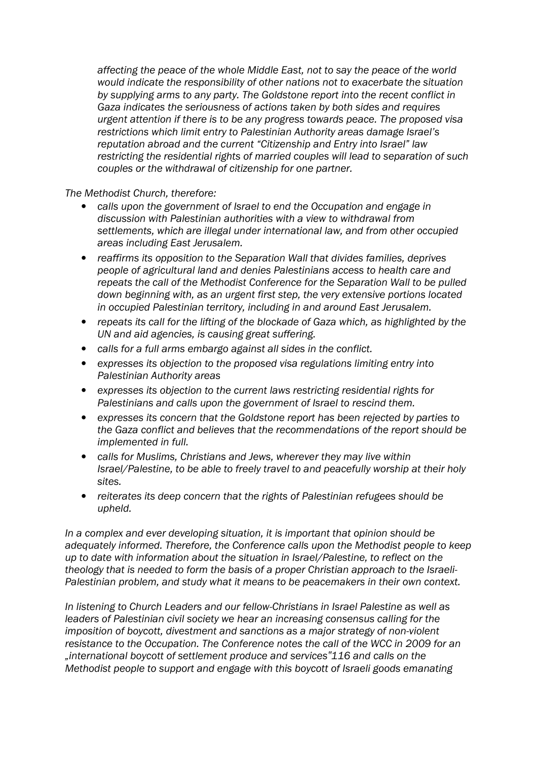*affecting the peace of the whole Middle East, not to say the peace of the world would indicate the responsibility of other nations not to exacerbate the situation by supplying arms to any party. The Goldstone report into the recent conflict in Gaza indicates the seriousness of actions taken by both sides and requires urgent attention if there is to be any progress towards peace. The proposed visa restrictions which limit entry to Palestinian Authority areas damage Israel's reputation abroad and the current "Citizenship and Entry into Israel" law restricting the residential rights of married couples will lead to separation of such couples or the withdrawal of citizenship for one partner.*

*The Methodist Church, therefore:*

- *calls upon the government of Israel to end the Occupation and engage in discussion with Palestinian authorities with a view to withdrawal from settlements, which are illegal under international law, and from other occupied areas including East Jerusalem.*
- *reaffirms its opposition to the Separation Wall that divides families, deprives people of agricultural land and denies Palestinians access to health care and repeats the call of the Methodist Conference for the Separation Wall to be pulled down beginning with, as an urgent first step, the very extensive portions located in occupied Palestinian territory, including in and around East Jerusalem.*
- *repeats its call for the lifting of the blockade of Gaza which, as highlighted by the UN and aid agencies, is causing great suffering.*
- *calls for a full arms embargo against all sides in the conflict.*
- *expresses its objection to the proposed visa regulations limiting entry into Palestinian Authority areas*
- *expresses its objection to the current laws restricting residential rights for Palestinians and calls upon the government of Israel to rescind them.*
- *expresses its concern that the Goldstone report has been rejected by parties to the Gaza conflict and believes that the recommendations of the report should be implemented in full.*
- *calls for Muslims, Christians and Jews, wherever they may live within Israel/Palestine, to be able to freely travel to and peacefully worship at their holy sites.*
- *reiterates its deep concern that the rights of Palestinian refugees should be upheld.*

*In a complex and ever developing situation, it is important that opinion should be adequately informed. Therefore, the Conference calls upon the Methodist people to keep up to date with information about the situation in Israel/Palestine, to reflect on the theology that is needed to form the basis of a proper Christian approach to the Israeli-Palestinian problem, and study what it means to be peacemakers in their own context.*

*In listening to Church Leaders and our fellow-Christians in Israel Palestine as well as leaders of Palestinian civil society we hear an increasing consensus calling for the imposition of boycott, divestment and sanctions as a major strategy of non-violent resistance to the Occupation. The Conference notes the call of the WCC in 2009 for an „international boycott of settlement produce and services"[116] and calls on the Methodist people to support and engage with this boycott of Israeli goods emanating*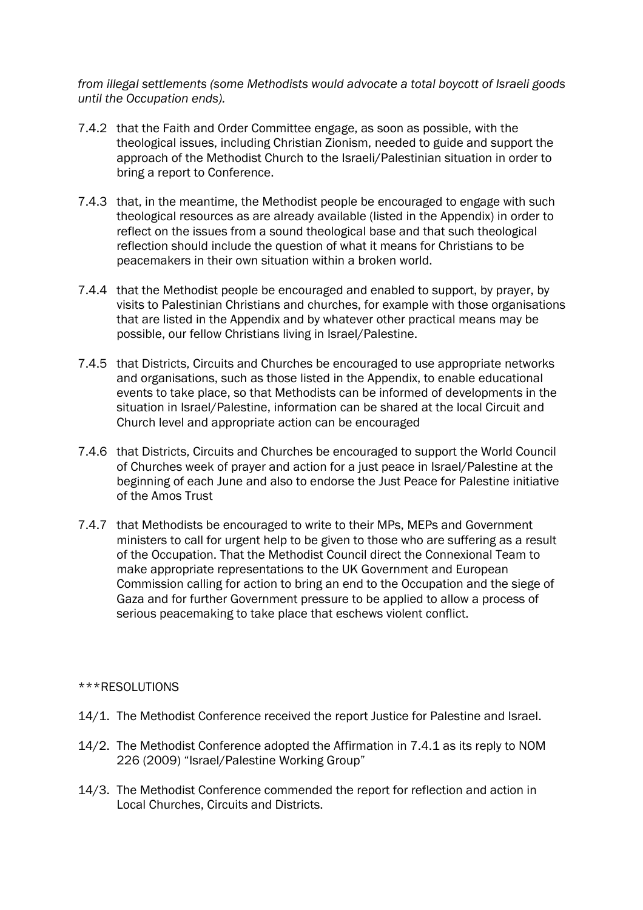*from illegal settlements (some Methodists would advocate a total boycott of Israeli goods until the Occupation ends).*

7.4.2 that the Faith and Order Committee engage, as soon as possible, with the theological issues, including Christian Zionism, needed to guide and support the approach of the Methodist Church to the Israeli/Palestinian situation in order to bring a report to Conference.

7.4.3 that, in the meantime, the Methodist people be encouraged to engage with such theological resources as are already available (listed in the Appendix) in order to reflect on the issues from a sound theological base and that such theological reflection should include the question of what it means for Christians to be peacemakers in their own situation within a broken world.

7.4.4 that the Methodist people be encouraged and enabled to support, by prayer, by visits to Palestinian Christians and churches, for example with those organisations that are listed in the Appendix and by whatever other practical means may be possible, our fellow Christians living in Israel/Palestine.

7.4.5 that Districts, Circuits and Churches be encouraged to use appropriate networks and organisations, such as those listed in the Appendix, to enable educational events to take place, so that Methodists can be informed of developments in the situation in Israel/Palestine, information can be shared at the local Circuit and Church level and appropriate action can be encouraged

7.4.6 that Districts, Circuits and Churches be encouraged to support the World Council of Churches week of prayer and action for a just peace in Israel/Palestine at the beginning of each June and also to endorse the Just Peace for Palestine initiative of the Amos Trust

7.4.7 that Methodists be encouraged to write to their MPs, MEPs and Government ministers to call for urgent help to be given to those who are suffering as a result of the Occupation. That the Methodist Council direct the Connexional Team to make appropriate representations to the UK Government and European Commission calling for action to bring an end to the Occupation and the siege of Gaza and for further Government pressure to be applied to allow a process of serious peacemaking to take place that eschews violent conflict.

***RESOLUTIONS

14/1. The Methodist Conference received the report Justice for Palestine and Israel.

14/2. The Methodist Conference adopted the Affirmation in 7.4.1 as its reply to NOM 226 (2009) "Israel/Palestine Working Group"

14/3. The Methodist Conference commended the report for reflection and action in Local Churches, Circuits and Districts.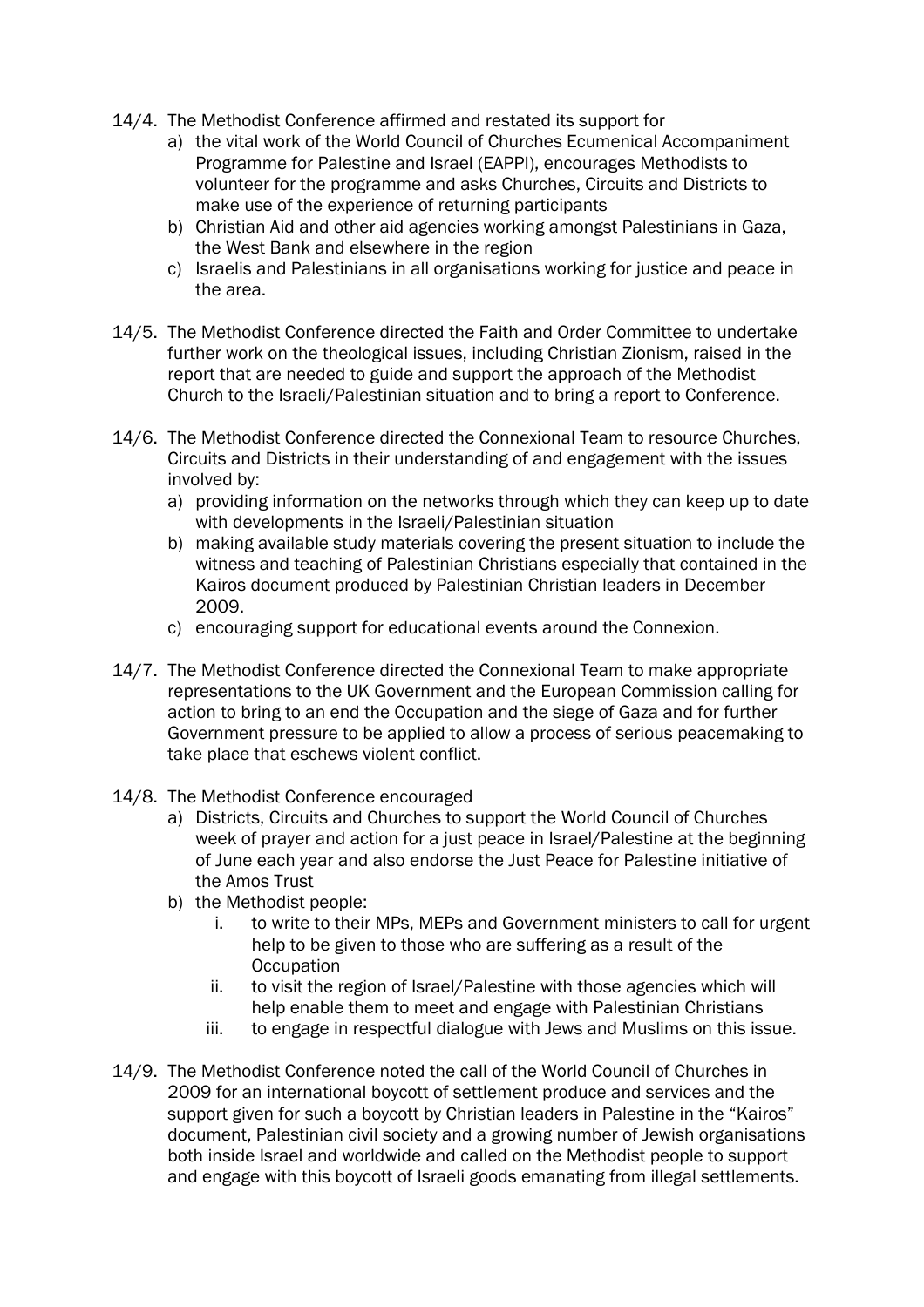14/4. The Methodist Conference affirmed and restated its support for

a) the vital work of the World Council of Churches Ecumenical Accompaniment Programme for Palestine and Israel (EAPPI), encourages Methodists to volunteer for the programme and asks Churches, Circuits and Districts to make use of the experience of returning participants
b) Christian Aid and other aid agencies working amongst Palestinians in Gaza, the West Bank and elsewhere in the region
c) Israelis and Palestinians in all organisations working for justice and peace in the area.

14/5. The Methodist Conference directed the Faith and Order Committee to undertake further work on the theological issues, including Christian Zionism, raised in the report that are needed to guide and support the approach of the Methodist Church to the Israeli/Palestinian situation and to bring a report to Conference.

14/6. The Methodist Conference directed the Connexional Team to resource Churches, Circuits and Districts in their understanding of and engagement with the issues involved by:

a) providing information on the networks through which they can keep up to date with developments in the Israeli/Palestinian situation
b) making available study materials covering the present situation to include the witness and teaching of Palestinian Christians especially that contained in the Kairos document produced by Palestinian Christian leaders in December 2009.
c) encouraging support for educational events around the Connexion.

14/7. The Methodist Conference directed the Connexional Team to make appropriate representations to the UK Government and the European Commission calling for action to bring to an end the Occupation and the siege of Gaza and for further Government pressure to be applied to allow a process of serious peacemaking to take place that eschews violent conflict.

14/8. The Methodist Conference encouraged

a) Districts, Circuits and Churches to support the World Council of Churches week of prayer and action for a just peace in Israel/Palestine at the beginning of June each year and also endorse the Just Peace for Palestine initiative of the Amos Trust
b) the Methodist people:
   i. to write to their MPs, MEPs and Government ministers to call for urgent help to be given to those who are suffering as a result of the Occupation
   ii. to visit the region of Israel/Palestine with those agencies which will help enable them to meet and engage with Palestinian Christians
   iii. to engage in respectful dialogue with Jews and Muslims on this issue.

14/9. The Methodist Conference noted the call of the World Council of Churches in 2009 for an international boycott of settlement produce and services and the support given for such a boycott by Christian leaders in Palestine in the "Kairos" document, Palestinian civil society and a growing number of Jewish organisations both inside Israel and worldwide and called on the Methodist people to support and engage with this boycott of Israeli goods emanating from illegal settlements.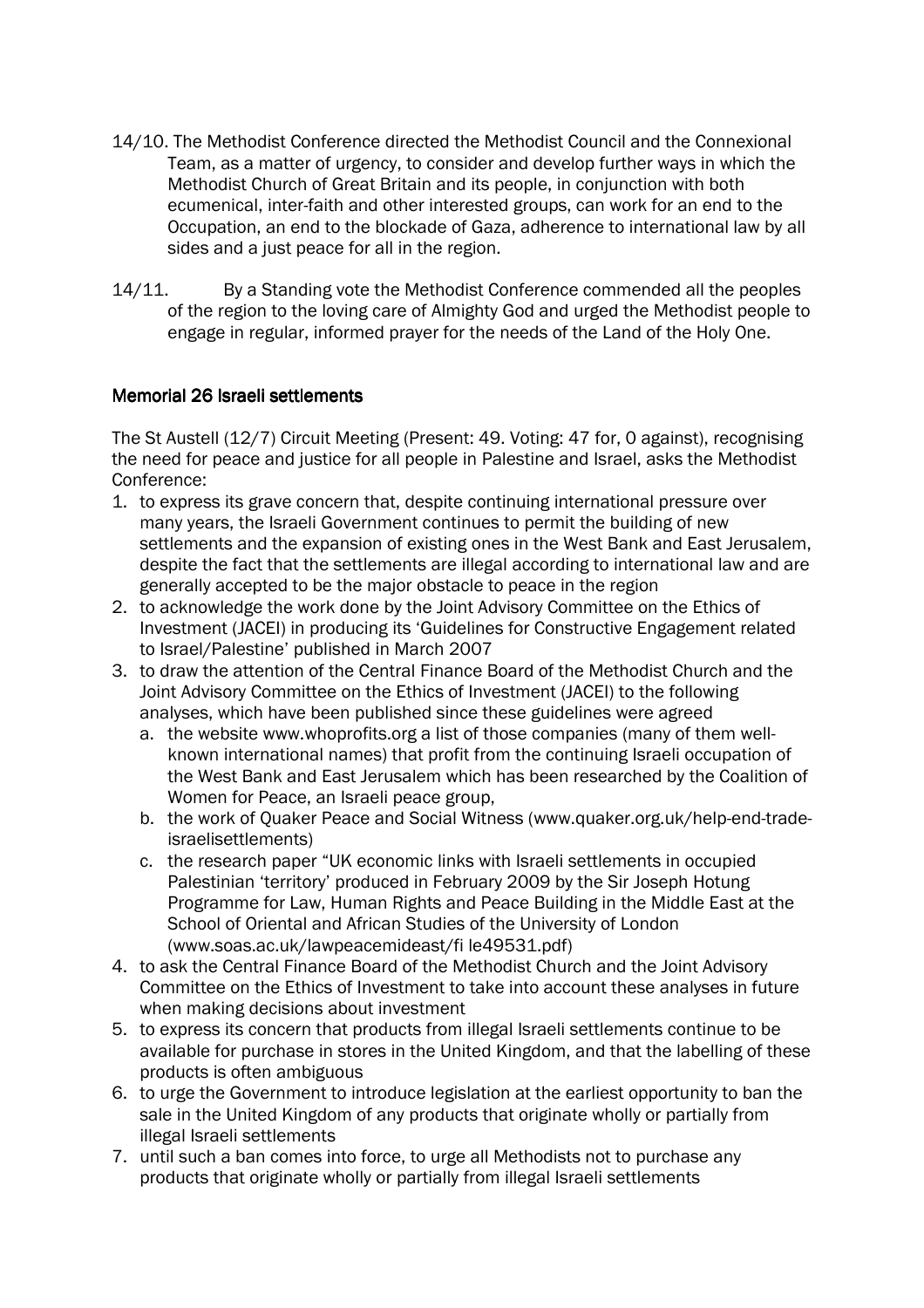14/10. The Methodist Conference directed the Methodist Council and the Connexional Team, as a matter of urgency, to consider and develop further ways in which the Methodist Church of Great Britain and its people, in conjunction with both ecumenical, inter-faith and other interested groups, can work for an end to the Occupation, an end to the blockade of Gaza, adherence to international law by all sides and a just peace for all in the region.

14/11. By a Standing vote the Methodist Conference commended all the peoples of the region to the loving care of Almighty God and urged the Methodist people to engage in regular, informed prayer for the needs of the Land of the Holy One.

## Memorial 26 Israeli settlements

The St Austell (12/7) Circuit Meeting (Present: 49. Voting: 47 for, 0 against), recognising the need for peace and justice for all people in Palestine and Israel, asks the Methodist Conference:

1. to express its grave concern that, despite continuing international pressure over many years, the Israeli Government continues to permit the building of new settlements and the expansion of existing ones in the West Bank and East Jerusalem, despite the fact that the settlements are illegal according to international law and are generally accepted to be the major obstacle to peace in the region
2. to acknowledge the work done by the Joint Advisory Committee on the Ethics of Investment (JACEI) in producing its 'Guidelines for Constructive Engagement related to Israel/Palestine' published in March 2007
3. to draw the attention of the Central Finance Board of the Methodist Church and the Joint Advisory Committee on the Ethics of Investment (JACEI) to the following analyses, which have been published since these guidelines were agreed
   a. the website www.whoprofits.org a list of those companies (many of them well-known international names) that profit from the continuing Israeli occupation of the West Bank and East Jerusalem which has been researched by the Coalition of Women for Peace, an Israeli peace group,
   b. the work of Quaker Peace and Social Witness (www.quaker.org.uk/help-end-trade-israelisettlements)
   c. the research paper "UK economic links with Israeli settlements in occupied Palestinian 'territory' produced in February 2009 by the Sir Joseph Hotung Programme for Law, Human Rights and Peace Building in the Middle East at the School of Oriental and African Studies of the University of London (www.soas.ac.uk/lawpeacemideast/fi le49531.pdf)
4. to ask the Central Finance Board of the Methodist Church and the Joint Advisory Committee on the Ethics of Investment to take into account these analyses in future when making decisions about investment
5. to express its concern that products from illegal Israeli settlements continue to be available for purchase in stores in the United Kingdom, and that the labelling of these products is often ambiguous
6. to urge the Government to introduce legislation at the earliest opportunity to ban the sale in the United Kingdom of any products that originate wholly or partially from illegal Israeli settlements
7. until such a ban comes into force, to urge all Methodists not to purchase any products that originate wholly or partially from illegal Israeli settlements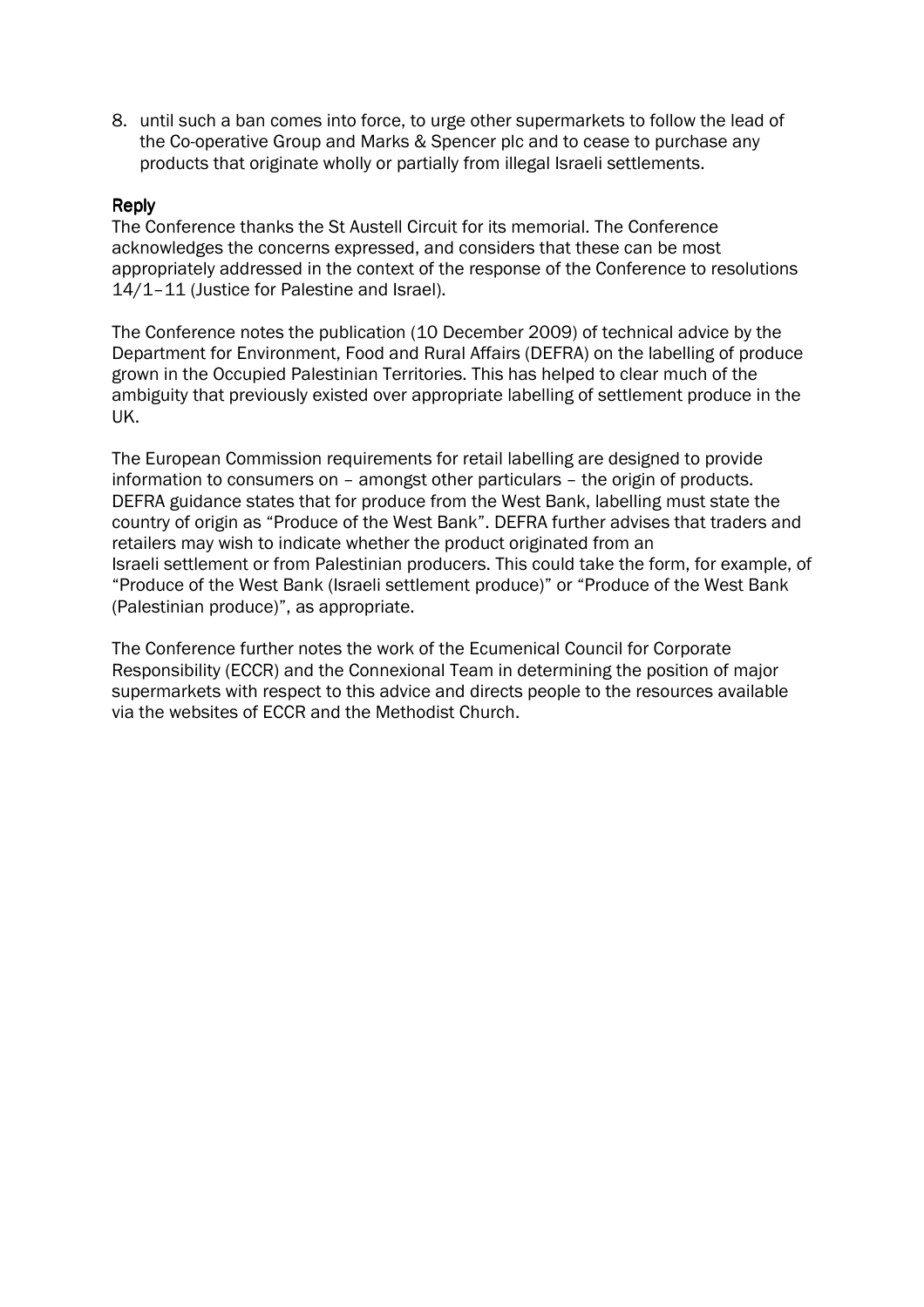8. until such a ban comes into force, to urge other supermarkets to follow the lead of the Co-operative Group and Marks & Spencer plc and to cease to purchase any products that originate wholly or partially from illegal Israeli settlements.

**Reply**

The Conference thanks the St Austell Circuit for its memorial. The Conference acknowledges the concerns expressed, and considers that these can be most appropriately addressed in the context of the response of the Conference to resolutions 14/1–11 (Justice for Palestine and Israel).

The Conference notes the publication (10 December 2009) of technical advice by the Department for Environment, Food and Rural Affairs (DEFRA) on the labelling of produce grown in the Occupied Palestinian Territories. This has helped to clear much of the ambiguity that previously existed over appropriate labelling of settlement produce in the UK.

The European Commission requirements for retail labelling are designed to provide information to consumers on – amongst other particulars – the origin of products. DEFRA guidance states that for produce from the West Bank, labelling must state the country of origin as "Produce of the West Bank". DEFRA further advises that traders and retailers may wish to indicate whether the product originated from an Israeli settlement or from Palestinian producers. This could take the form, for example, of "Produce of the West Bank (Israeli settlement produce)" or "Produce of the West Bank (Palestinian produce)", as appropriate.

The Conference further notes the work of the Ecumenical Council for Corporate Responsibility (ECCR) and the Connexional Team in determining the position of major supermarkets with respect to this advice and directs people to the resources available via the websites of ECCR and the Methodist Church.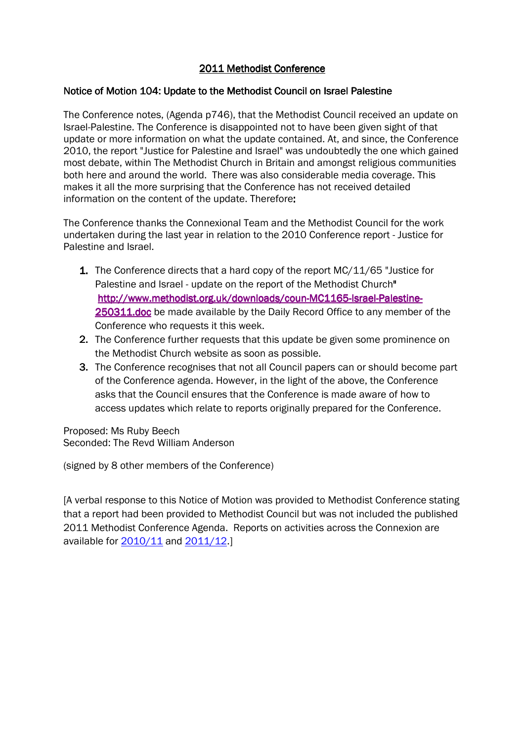# 2011 Methodist Conference

## Notice of Motion 104: Update to the Methodist Council on Israel Palestine

The Conference notes, (Agenda p746), that the Methodist Council received an update on Israel-Palestine. The Conference is disappointed not to have been given sight of that update or more information on what the update contained. At, and since, the Conference 2010, the report "Justice for Palestine and Israel" was undoubtedly the one which gained most debate, within The Methodist Church in Britain and amongst religious communities both here and around the world. There was also considerable media coverage. This makes it all the more surprising that the Conference has not received detailed information on the content of the update. Therefore:

The Conference thanks the Connexional Team and the Methodist Council for the work undertaken during the last year in relation to the 2010 Conference report - Justice for Palestine and Israel.

1. The Conference directs that a hard copy of the report MC/11/65 "Justice for Palestine and Israel - update on the report of the Methodist Church" http://www.methodist.org.uk/downloads/coun-MC1165-Israel-Palestine-250311.doc be made available by the Daily Record Office to any member of the Conference who requests it this week.
2. The Conference further requests that this update be given some prominence on the Methodist Church website as soon as possible.
3. The Conference recognises that not all Council papers can or should become part of the Conference agenda. However, in the light of the above, the Conference asks that the Council ensures that the Conference is made aware of how to access updates which relate to reports originally prepared for the Conference.

Proposed: Ms Ruby Beech
Seconded: The Revd William Anderson

(signed by 8 other members of the Conference)

[A verbal response to this Notice of Motion was provided to Methodist Conference stating that a report had been provided to Methodist Council but was not included the published 2011 Methodist Conference Agenda. Reports on activities across the Connexion are available for 2010/11 and 2011/12.]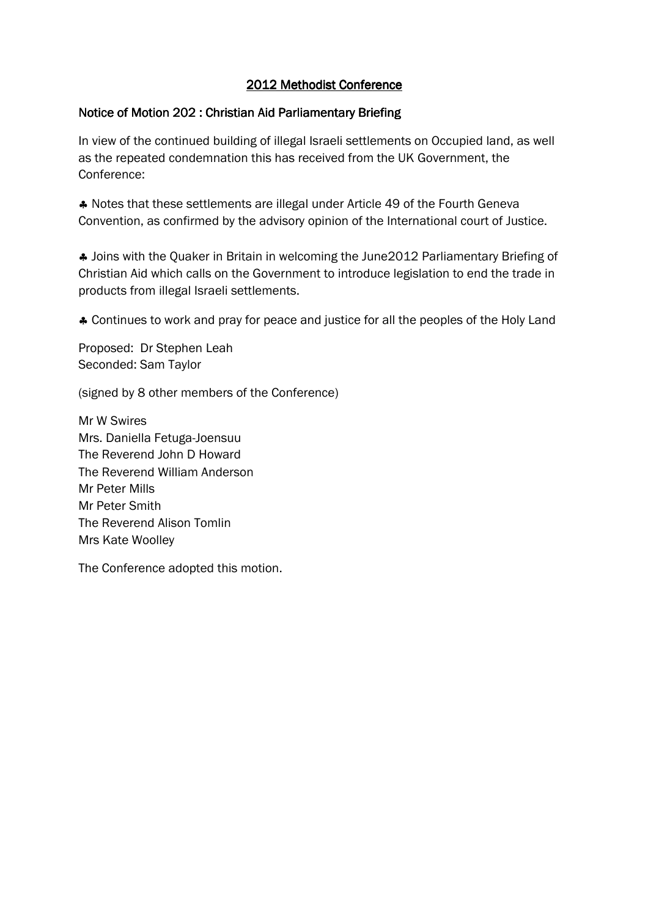## 2012 Methodist Conference

### Notice of Motion 202 : Christian Aid Parliamentary Briefing

In view of the continued building of illegal Israeli settlements on Occupied land, as well as the repeated condemnation this has received from the UK Government, the Conference:

♣ Notes that these settlements are illegal under Article 49 of the Fourth Geneva Convention, as confirmed by the advisory opinion of the International court of Justice.

♣ Joins with the Quaker in Britain in welcoming the June2012 Parliamentary Briefing of Christian Aid which calls on the Government to introduce legislation to end the trade in products from illegal Israeli settlements.

♣ Continues to work and pray for peace and justice for all the peoples of the Holy Land

Proposed: Dr Stephen Leah  
Seconded: Sam Taylor

(signed by 8 other members of the Conference)

Mr W Swires  
Mrs. Daniella Fetuga-Joensuu  
The Reverend John D Howard  
The Reverend William Anderson  
Mr Peter Mills  
Mr Peter Smith  
The Reverend Alison Tomlin  
Mrs Kate Woolley

The Conference adopted this motion.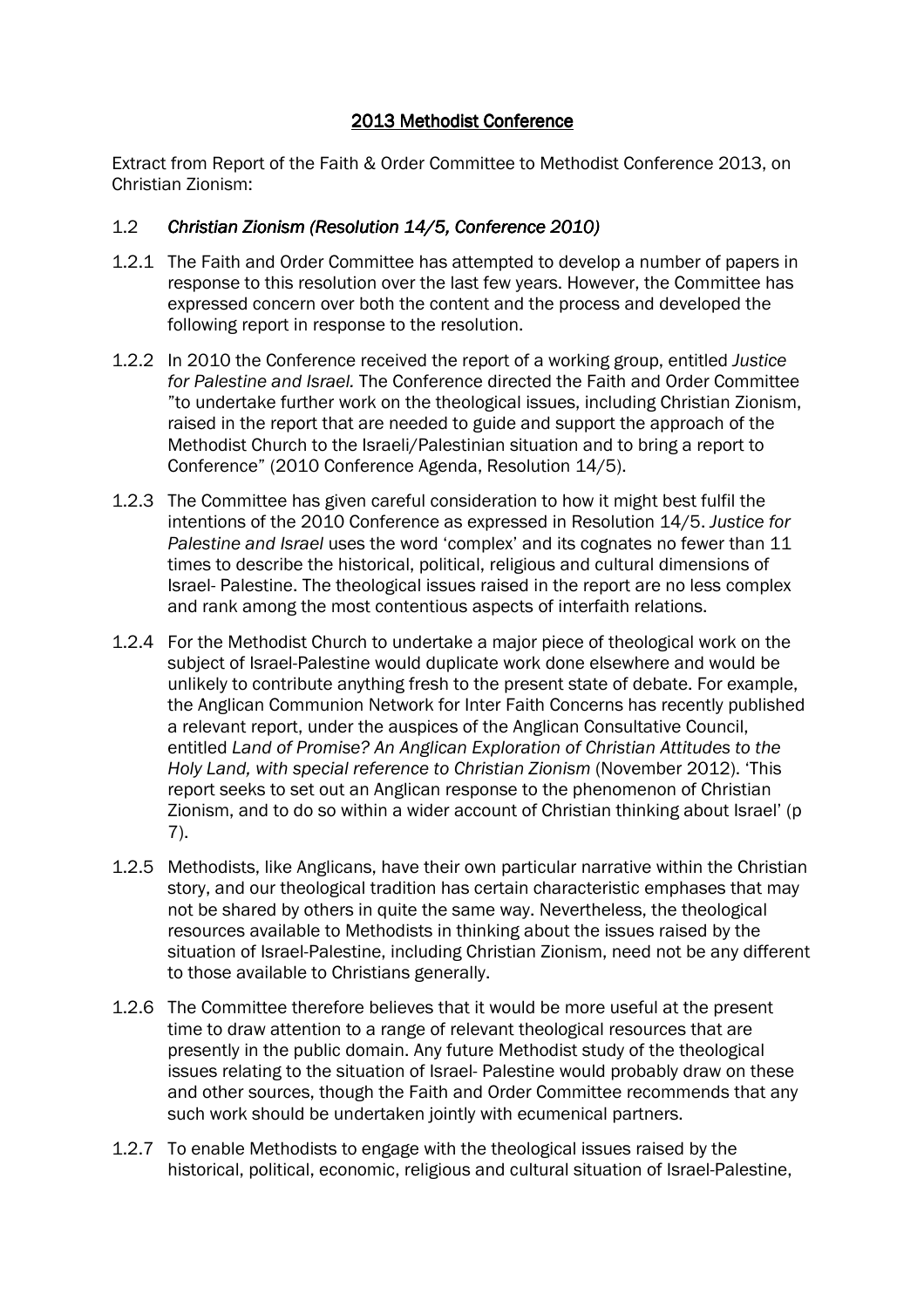## 2013 Methodist Conference

Extract from Report of the Faith & Order Committee to Methodist Conference 2013, on Christian Zionism:

### 1.2 *Christian Zionism (Resolution 14/5, Conference 2010)*

1.2.1 The Faith and Order Committee has attempted to develop a number of papers in response to this resolution over the last few years. However, the Committee has expressed concern over both the content and the process and developed the following report in response to the resolution.

1.2.2 In 2010 the Conference received the report of a working group, entitled *Justice for Palestine and Israel.* The Conference directed the Faith and Order Committee "to undertake further work on the theological issues, including Christian Zionism, raised in the report that are needed to guide and support the approach of the Methodist Church to the Israeli/Palestinian situation and to bring a report to Conference" (2010 Conference Agenda, Resolution 14/5).

1.2.3 The Committee has given careful consideration to how it might best fulfil the intentions of the 2010 Conference as expressed in Resolution 14/5. *Justice for Palestine and Israel* uses the word 'complex' and its cognates no fewer than 11 times to describe the historical, political, religious and cultural dimensions of Israel- Palestine. The theological issues raised in the report are no less complex and rank among the most contentious aspects of interfaith relations.

1.2.4 For the Methodist Church to undertake a major piece of theological work on the subject of Israel-Palestine would duplicate work done elsewhere and would be unlikely to contribute anything fresh to the present state of debate. For example, the Anglican Communion Network for Inter Faith Concerns has recently published a relevant report, under the auspices of the Anglican Consultative Council, entitled *Land of Promise? An Anglican Exploration of Christian Attitudes to the Holy Land, with special reference to Christian Zionism* (November 2012). 'This report seeks to set out an Anglican response to the phenomenon of Christian Zionism, and to do so within a wider account of Christian thinking about Israel' (p 7).

1.2.5 Methodists, like Anglicans, have their own particular narrative within the Christian story, and our theological tradition has certain characteristic emphases that may not be shared by others in quite the same way. Nevertheless, the theological resources available to Methodists in thinking about the issues raised by the situation of Israel-Palestine, including Christian Zionism, need not be any different to those available to Christians generally.

1.2.6 The Committee therefore believes that it would be more useful at the present time to draw attention to a range of relevant theological resources that are presently in the public domain. Any future Methodist study of the theological issues relating to the situation of Israel- Palestine would probably draw on these and other sources, though the Faith and Order Committee recommends that any such work should be undertaken jointly with ecumenical partners.

1.2.7 To enable Methodists to engage with the theological issues raised by the historical, political, economic, religious and cultural situation of Israel-Palestine,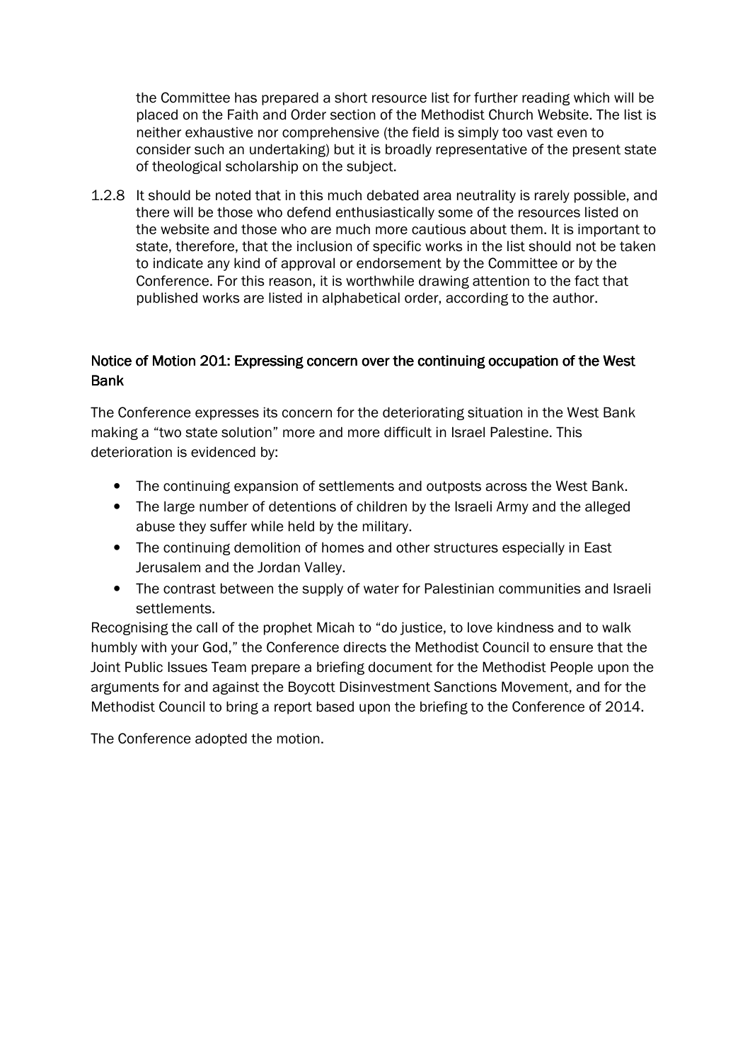the Committee has prepared a short resource list for further reading which will be placed on the Faith and Order section of the Methodist Church Website. The list is neither exhaustive nor comprehensive (the field is simply too vast even to consider such an undertaking) but it is broadly representative of the present state of theological scholarship on the subject.

1.2.8 It should be noted that in this much debated area neutrality is rarely possible, and there will be those who defend enthusiastically some of the resources listed on the website and those who are much more cautious about them. It is important to state, therefore, that the inclusion of specific works in the list should not be taken to indicate any kind of approval or endorsement by the Committee or by the Conference. For this reason, it is worthwhile drawing attention to the fact that published works are listed in alphabetical order, according to the author.

## Notice of Motion 201: Expressing concern over the continuing occupation of the West Bank

The Conference expresses its concern for the deteriorating situation in the West Bank making a "two state solution" more and more difficult in Israel Palestine. This deterioration is evidenced by:

- The continuing expansion of settlements and outposts across the West Bank.
- The large number of detentions of children by the Israeli Army and the alleged abuse they suffer while held by the military.
- The continuing demolition of homes and other structures especially in East Jerusalem and the Jordan Valley.
- The contrast between the supply of water for Palestinian communities and Israeli settlements.

Recognising the call of the prophet Micah to "do justice, to love kindness and to walk humbly with your God," the Conference directs the Methodist Council to ensure that the Joint Public Issues Team prepare a briefing document for the Methodist People upon the arguments for and against the Boycott Disinvestment Sanctions Movement, and for the Methodist Council to bring a report based upon the briefing to the Conference of 2014.

The Conference adopted the motion.